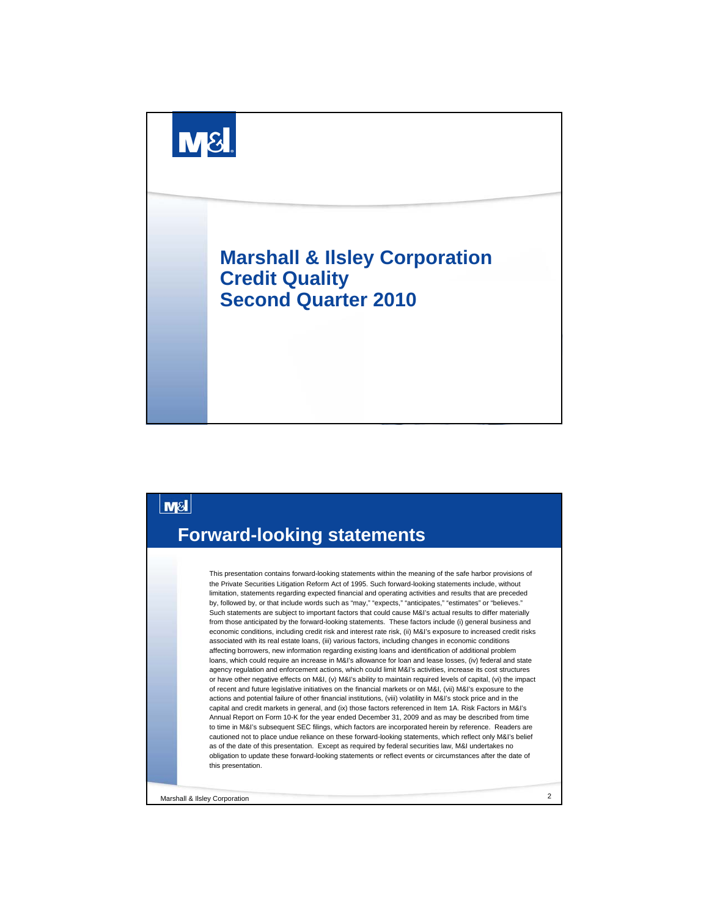M&I

# Marshall & Ilsley Corporation Credit Quality Second Quarter 2010

M&I

## Forward-looking statements

This presentation contains forward-looking statements within the meaning of the safe harbor provisions of the Private Securities Litigation Reform Act of 1995. Such forward-looking statements include, without limitation, statements regarding expected financial and operating activities and results that are preceded by, followed by, or that include words such as "may," "expects," "anticipates," "estimates" or "believes." Such statements are subject to important factors that could cause M&I's actual results to differ materially from those anticipated by the forward-looking statements. These factors include (i) general business and economic conditions, including credit risk and interest rate risk, (ii) M&I's exposure to increased credit risks associated with its real estate loans, (iii) various factors, including changes in economic conditions affecting borrowers, new information regarding existing loans and identification of additional problem loans, which could require an increase in M&I's allowance for loan and lease losses, (iv) federal and state agency regulation and enforcement actions, which could limit M&I's activities, increase its cost structures or have other negative effects on M&I, (v) M&I's ability to maintain required levels of capital, (vi) the impact of recent and future legislative initiatives on the financial markets or on M&I, (vii) M&I's exposure to the actions and potential failure of other financial institutions, (viii) volatility in M&I's stock price and in the capital and credit markets in general, and (ix) those factors referenced in Item 1A. Risk Factors in M&I's Annual Report on Form 10-K for the year ended December 31, 2009 and as may be described from time to time in M&I's subsequent SEC filings, which factors are incorporated herein by reference. Readers are cautioned not to place undue reliance on these forward-looking statements, which reflect only M&I's belief as of the date of this presentation. Except as required by federal securities law, M&I undertakes no obligation to update these forward-looking statements or reflect events or circumstances after the date of this presentation.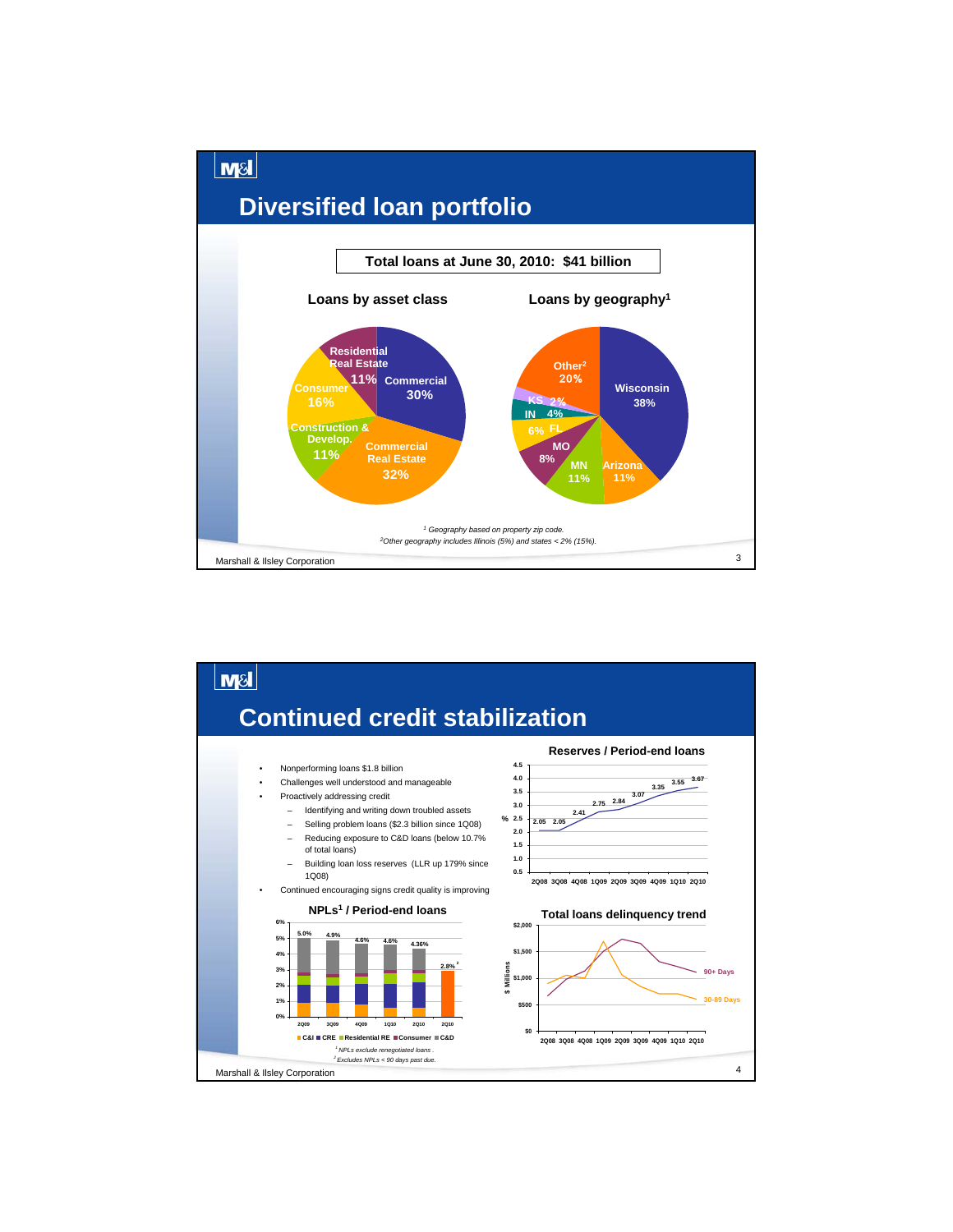# Diversified loan portfolio

**Total loans at June 30, 2010: $41 billion**

### Loans by asset class

| Asset class | Share |
|---|---|
| Commercial | 30% |
| Commercial Real Estate | 32% |
| Construction & Develop. | 11% |
| Consumer | 16% |
| Residential Real Estate | 11% |

### Loans by geography[1]

| Geography | Share |
|---|---|
| Wisconsin | 38% |
| Arizona | 11% |
| MN | 11% |
| MO | 8% |
| FL | 6% |
| IN | 4% |
| KS | 2% |
| Other[2] | 20% |

*[1] Geography based on property zip code.*
*[2] Other geography includes Illinois (5%) and states < 2% (15%).*

# Continued credit stabilization

- Nonperforming loans $1.8 billion
- Challenges well understood and manageable
- Proactively addressing credit
  - Identifying and writing down troubled assets
  - Selling problem loans ($2.3 billion since 1Q08)
  - Reducing exposure to C&D loans (below 10.7% of total loans)
  - Building loan loss reserves (LLR up 179% since 1Q08)
- Continued encouraging signs credit quality is improving

### Reserves / Period-end loans

| | 2Q08 | 3Q08 | 4Q08 | 1Q09 | 2Q09 | 3Q09 | 4Q09 | 1Q10 | 2Q10 |
|---|---|---|---|---|---|---|---|---|---|
| % | 2.05 | 2.05 | 2.41 | 2.75 | 2.84 | 3.07 | 3.35 | 3.55 | 3.67 |

### NPLs[1] / Period-end loans

| | 2Q09 | 3Q09 | 4Q09 | 1Q10 | 2Q10 | 2Q10 |
|---|---|---|---|---|---|---|
| NPLs / Period-end loans | 5.0% | 4.9% | 4.6% | 4.6% | 4.36% | 2.8%[2] |

C&I | CRE | Residential RE | Consumer | C&D

*[1] NPLs exclude renegotiated loans.*
*[2] Excludes NPLs < 90 days past due.*

### Total loans delinquency trend

($ Millions; 2Q08–2Q10; series: 90+ Days, 30-89 Days)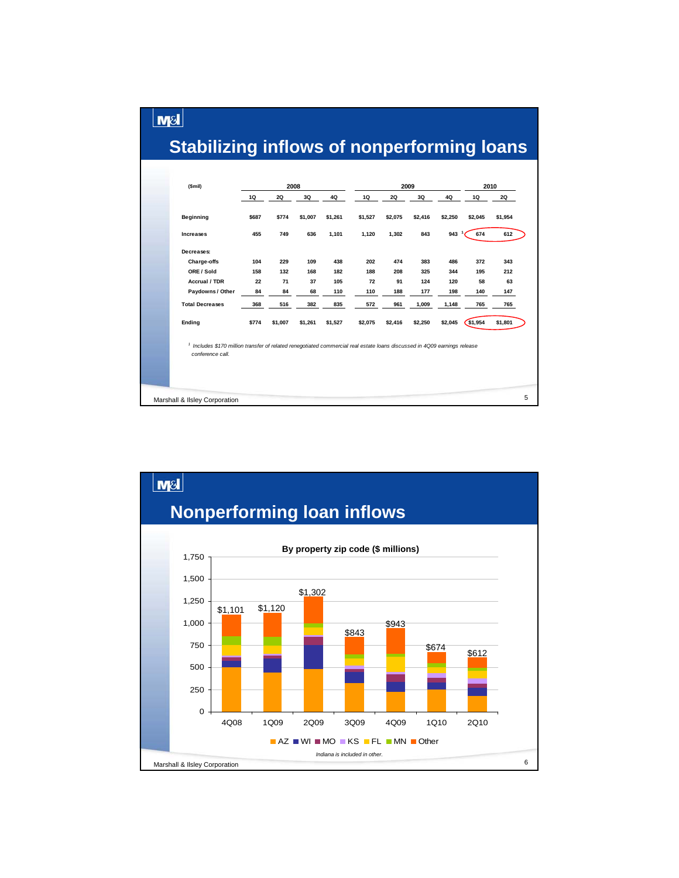# Stabilizing inflows of nonperforming loans

| ($mil) | 2008 | | | | 2009 | | | | 2010 | |
|---|---|---|---|---|---|---|---|---|---|---|
| | 1Q | 2Q | 3Q | 4Q | 1Q | 2Q | 3Q | 4Q | 1Q | 2Q |
| Beginning | $687 | $774 | $1,007 | $1,261 | $1,527 | $2,075 | $2,416 | $2,250 | $2,045 | $1,954 |
| Increases | 455 | 749 | 636 | 1,101 | 1,120 | 1,302 | 843 | 943 [1] | 674 | 612 |
| Decreases: | | | | | | | | | | |
| Charge-offs | 104 | 229 | 109 | 438 | 202 | 474 | 383 | 486 | 372 | 343 |
| ORE / Sold | 158 | 132 | 168 | 182 | 188 | 208 | 325 | 344 | 195 | 212 |
| Accrual / TDR | 22 | 71 | 37 | 105 | 72 | 91 | 124 | 120 | 58 | 63 |
| Paydowns / Other | 84 | 84 | 68 | 110 | 110 | 188 | 177 | 198 | 140 | 147 |
| Total Decreases | 368 | 516 | 382 | 835 | 572 | 961 | 1,009 | 1,148 | 765 | 765 |
| Ending | $774 | $1,007 | $1,261 | $1,527 | $2,075 | $2,416 | $2,250 | $2,045 | $1,954 | $1,801 |

[1] *Includes $170 million transfer of related renegotiated commercial real estate loans discussed in 4Q09 earnings release conference call.*

# Nonperforming loan inflows

**By property zip code ($ millions)**

| | 4Q08 | 1Q09 | 2Q09 | 3Q09 | 4Q09 | 1Q10 | 2Q10 |
|---|---|---|---|---|---|---|---|
| Total | $1,101 | $1,120 | $1,302 | $843 | $943 | $674 | $612 |

AZ, WI, MO, KS, FL, MN, Other

*Indiana is included in other.*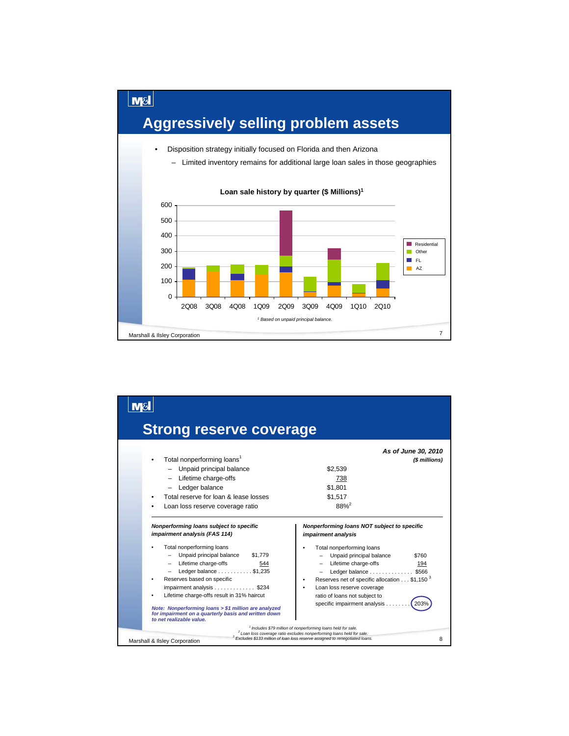# Aggressively selling problem assets

- Disposition strategy initially focused on Florida and then Arizona
  - Limited inventory remains for additional large loan sales in those geographies

**Loan sale history by quarter ($ Millions)[1]**

Legend: Residential, Other, FL, AZ

Quarters: 2Q08, 3Q08, 4Q08, 1Q09, 2Q09, 3Q09, 4Q09, 1Q10, 2Q10

*[1] Based on unpaid principal balance.*

# Strong reserve coverage

*As of June 30, 2010*
*($ millions)*

| | |
|---|---|
| • Total nonperforming loans[1] | |
| – Unpaid principal balance | $2,539 |
| – Lifetime charge-offs | 738 |
| – Ledger balance | $1,801 |
| • Total reserve for loan & lease losses | $1,517 |
| • Loan loss reserve coverage ratio | 88%[2] |

***Nonperforming loans subject to specific impairment analysis (FAS 114)***

- Total nonperforming loans
  - Unpaid principal balance $1,779
  - Lifetime charge-offs 544
  - Ledger balance ........... $1,235
- Reserves based on specific impairment analysis ............. $234
- Lifetime charge-offs result in 31% haircut

***Note: Nonperforming loans > $1 million are analyzed for impairment on a quarterly basis and written down to net realizable value.***

***Nonperforming loans NOT subject to specific impairment analysis***

- Total nonperforming loans
  - Unpaid principal balance $760
  - Lifetime charge-offs 194
  - Ledger balance .............. $566
- Reserves net of specific allocation . . . $1,150[3]
- Loan loss reserve coverage ratio of loans not subject to specific impairment analysis ........ 203%

*[1] Includes $79 million of nonperforming loans held for sale.*
*[2] Loan loss coverage ratio excludes nonperforming loans held for sale.*
*[3] Excludes $133 million of loan loss reserve assigned to renegotiated loans.*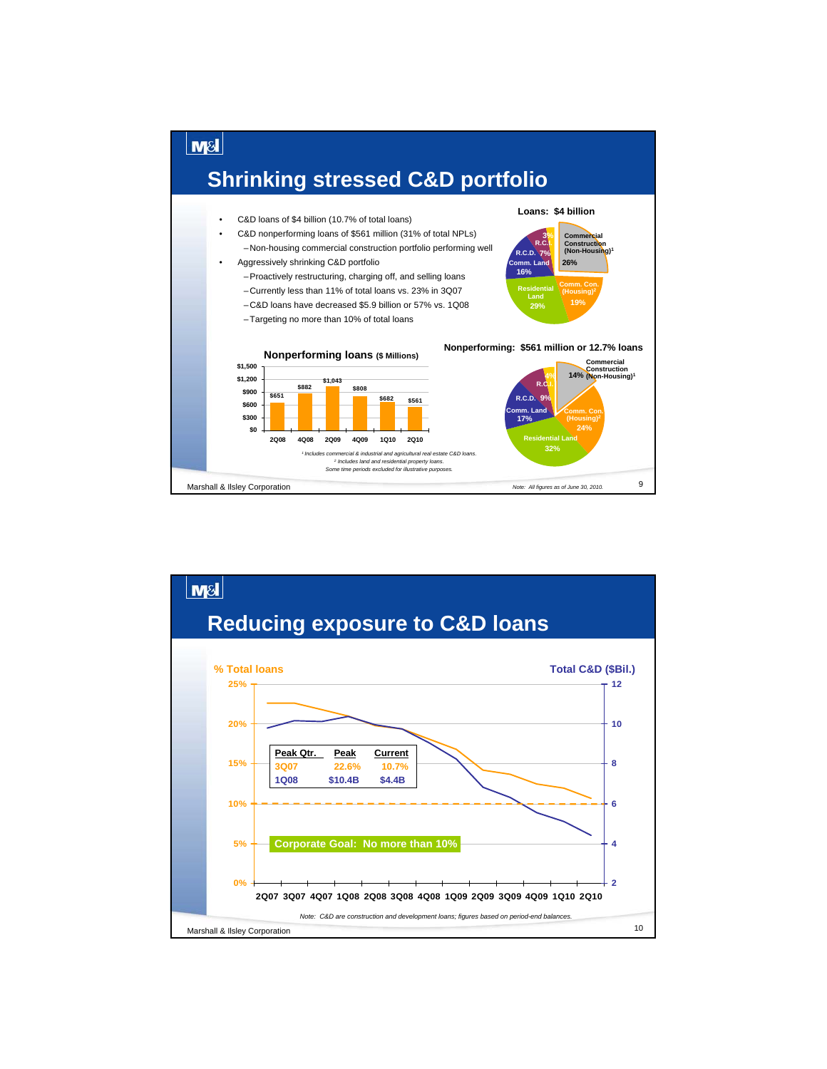# Shrinking stressed C&D portfolio

- C&D loans of $4 billion (10.7% of total loans)
- C&D nonperforming loans of $561 million (31% of total NPLs)
  - Non-housing commercial construction portfolio performing well
- Aggressively shrinking C&D portfolio
  - Proactively restructuring, charging off, and selling loans
  - Currently less than 11% of total loans vs. 23% in 3Q07
  - C&D loans have decreased $5.9 billion or 57% vs. 1Q08
  - Targeting no more than 10% of total loans

**Loans: $4 billion**

| Category | % |
|---|---|
| Commercial Construction (Non-Housing)[1] | 26% |
| Comm. Con. (Housing)[2] | 19% |
| Residential Land | 29% |
| Comm. Land | 16% |
| R.C.D. | 7% |
| R.C.I. | 3% |

**Nonperforming loans ($ Millions)**

| 2Q08 | 4Q08 | 2Q09 | 4Q09 | 1Q10 | 2Q10 |
|---|---|---|---|---|---|
| $651 | $882 | $1,043 | $808 | $682 | $561 |

**Nonperforming: $561 million or 12.7% loans**

| Category | % |
|---|---|
| Commercial Construction (Non-Housing)[1] | 14% |
| Comm. Con. (Housing)[2] | 24% |
| Residential Land | 32% |
| Comm. Land | 17% |
| R.C.D. | 9% |
| R.C.I. | 4% |

[1] Includes commercial & industrial and agricultural real estate C&D loans.
[2] Includes land and residential property loans.
Some time periods excluded for illustrative purposes.

Note: All figures as of June 30, 2010.

Marshall & Ilsley Corporation

# Reducing exposure to C&D loans

% Total loans / Total C&D ($Bil.)

| Peak Qtr. | Peak | Current |
|---|---|---|
| 3Q07 | 22.6% | 10.7% |
| 1Q08 | $10.4B | $4.4B |

Corporate Goal: No more than 10%

2Q07 3Q07 4Q07 1Q08 2Q08 3Q08 4Q08 1Q09 2Q09 3Q09 4Q09 1Q10 2Q10

Note: C&D are construction and development loans; figures based on period-end balances.

Marshall & Ilsley Corporation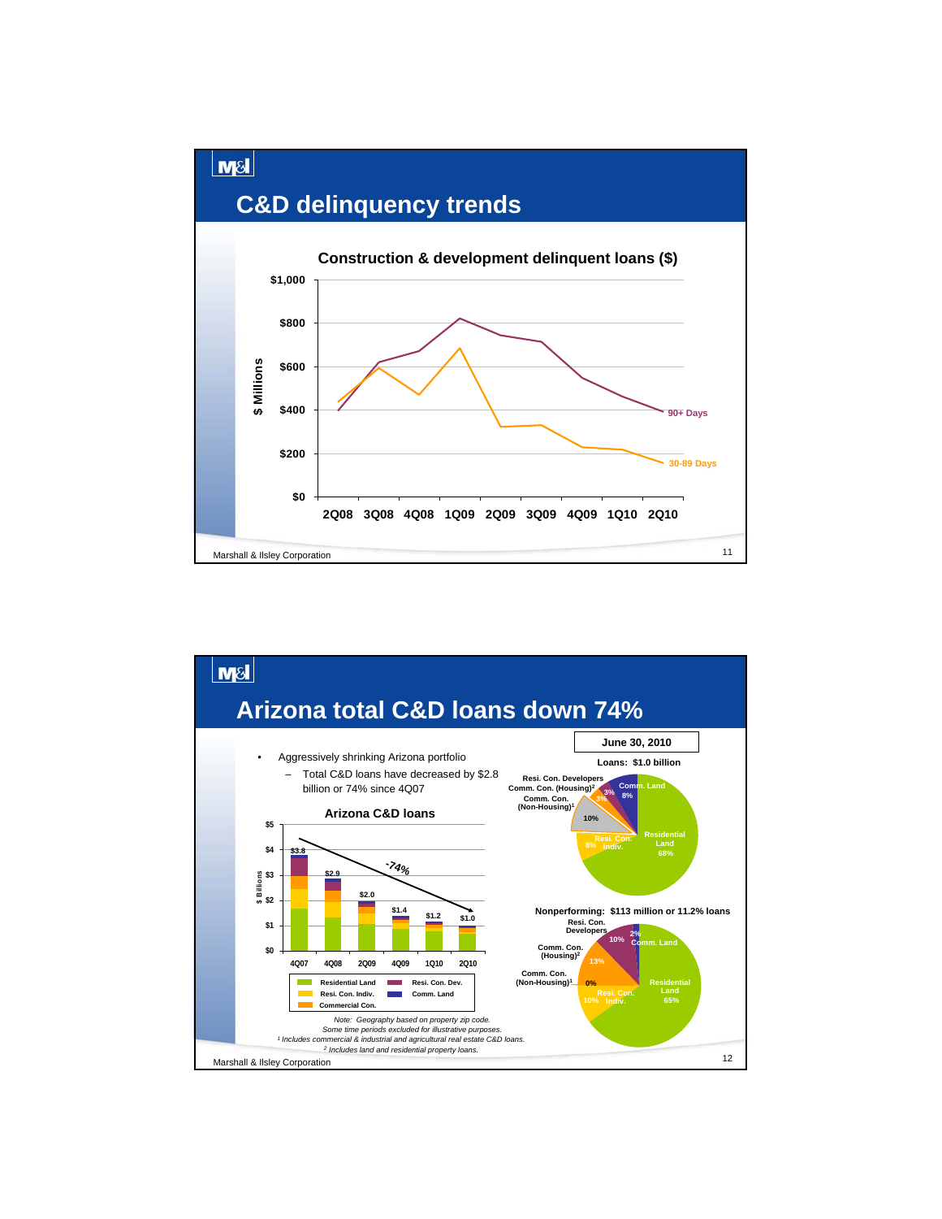# C&D delinquency trends

**Construction & development delinquent loans ($)**

$ Millions

| | 2Q08 | 3Q08 | 4Q08 | 1Q09 | 2Q09 | 3Q09 | 4Q09 | 1Q10 | 2Q10 |
|---|---|---|---|---|---|---|---|---|---|
| 90+ Days | | | | | | | | | |
| 30-89 Days | | | | | | | | | |

# Arizona total C&D loans down 74%

- Aggressively shrinking Arizona portfolio
  - Total C&D loans have decreased by $2.8 billion or 74% since 4Q07

**Arizona C&D loans**

$ Billions

| | 4Q07 | 4Q08 | 2Q09 | 4Q09 | 1Q10 | 2Q10 |
|---|---|---|---|---|---|---|
| Total | $3.8 | $2.9 | $2.0 | $1.4 | $1.2 | $1.0 |

-74%

Legend: Residential Land, Resi. Con. Dev., Resi. Con. Indiv., Comm. Land, Commercial Con.

**June 30, 2010**

**Loans: $1.0 billion**

| Category | % |
|---|---|
| Residential Land | 68% |
| Resi. Con. Indiv. | 8% |
| Comm. Con. (Non-Housing)[1] | 10% |
| Comm. Con. (Housing)[2] | 3% |
| Resi. Con. Developers | 3% |
| Comm. Land | 8% |

**Nonperforming: $113 million or 11.2% loans**

| Category | % |
|---|---|
| Residential Land | 65% |
| Resi. Con. Indiv. | 10% |
| Comm. Con. (Non-Housing)[1] | 0% |
| Comm. Con. (Housing)[2] | 13% |
| Resi. Con. Developers | 10% |
| Comm. Land | 2% |

*Note: Geography based on property zip code.*
*Some time periods excluded for illustrative purposes.*
*[1] Includes commercial & industrial and agricultural real estate C&D loans.*
*[2] Includes land and residential property loans.*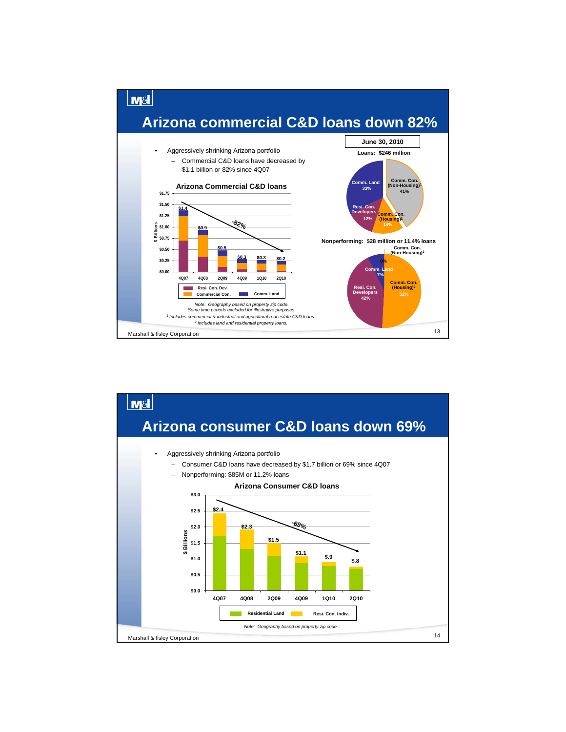# Arizona commercial C&D loans down 82%

- Aggressively shrinking Arizona portfolio
  - Commercial C&D loans have decreased by $1.1 billion or 82% since 4Q07

**Arizona Commercial C&D loans**

| | 4Q07 | 4Q08 | 2Q09 | 4Q09 | 1Q10 | 2Q10 |
|---|---|---|---|---|---|---|
| Total ($ Billions) | $1.4 | $0.9 | $0.5 | $0.3 | $0.3 | $0.2 |

-82%

Legend: Resi. Con. Dev.; Commercial Con.; Comm. Land

**June 30, 2010**

**Loans: $246 million**

- Comm. Con. (Non-Housing)[1]: 41%
- Comm. Land: 33%
- Comm. Con. (Housing)[2]: 14%
- Resi. Con. Developers: 12%

**Nonperforming: $28 million or 11.4% loans**

- Comm. Con. (Housing)[2]: 51%
- Resi. Con. Developers: 42%
- Comm. Land: 7%
- Comm. Con. (Non-Housing)[1]: 0%

*Note: Geography based on property zip code.*
*Some time periods excluded for illustrative purposes.*
*[1] Includes commercial & industrial and agricultural real estate C&D loans.*
*[2] Includes land and residential property loans.*

Marshall & Ilsley Corporation

# Arizona consumer C&D loans down 69%

- Aggressively shrinking Arizona portfolio
  - Consumer C&D loans have decreased by $1.7 billion or 69% since 4Q07
  - Nonperforming: $85M or 11.2% loans

**Arizona Consumer C&D Loans**

| | 4Q07 | 4Q08 | 2Q09 | 4Q09 | 1Q10 | 2Q10 |
|---|---|---|---|---|---|---|
| Total ($ Billions) | $2.4 | $2.3 | $1.5 | $1.1 | $.9 | $.8 |

-69%

Legend: Residential Land; Resi. Con. Indiv.

*Note: Geography based on property zip code.*

Marshall & Ilsley Corporation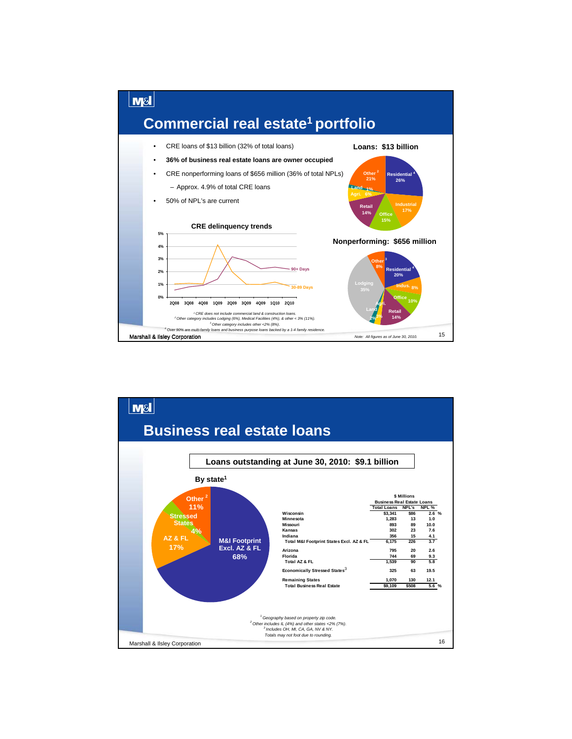# Commercial real estate[1] portfolio

- CRE loans of $13 billion (32% of total loans)
- **36% of business real estate loans are owner occupied**
- CRE nonperforming loans of $656 million (36% of total NPLs)
  - Approx. 4.9% of total CRE loans
- 50% of NPL's are current

**Loans: $13 billion**

| Category | % |
|---|---|
| Residential[4] | 26% |
| Industrial | 17% |
| Office | 15% |
| Retail | 14% |
| Agri. | 6% |
| Land | 1% |
| Other[2] | 21% |

**Nonperforming: $656 million**

| Category | % |
|---|---|
| Residential[4] | 20% |
| Indus. | 8% |
| Office | 10% |
| Retail | 14% |
| Agri. | 1% |
| Land | 2% |
| Lodging | 35% |
| Other[3] | 8% |

**CRE delinquency trends**

Quarters 2Q08–2Q10; series: 90+ Days, 30-89 Days

[1] CRE does not include commercial land & construction loans.
[2] Other category includes Lodging (6%), Medical Facilities (4%), & other < 3% (11%).
[3] Other category includes other <2% (8%).
[4] Over 90% are multi-family loans and business purpose loans backed by a 1-4 family residence.

*Note: All figures as of June 30, 2010.*

# Business real estate loans

**Loans outstanding at June 30, 2010: $9.1 billion**

**By state[1]**

- M&I Footprint Excl. AZ & FL 68%
- AZ & FL 17%
- Stressed States 4%
- Other[2] 11%

| | $ Millions | | |
|---|---|---|---|
| | Business Real Estate Loans | | |
| | Total Loans | NPL's | NPL % |
| Wisconsin | $3,341 | $86 | 2.6 % |
| Minnesota | 1,283 | 13 | 1.0 |
| Missouri | 893 | 89 | 10.0 |
| Kansas | 302 | 23 | 7.6 |
| Indiana | 356 | 15 | 4.1 |
| Total M&I Footprint States Excl. AZ & FL | 6,175 | 226 | 3.7 |
| Arizona | 795 | 20 | 2.6 |
| Florida | 744 | 69 | 9.3 |
| Total AZ & FL | 1,539 | 90 | 5.8 |
| Economically Stressed States[3] | 325 | 63 | 19.5 |
| Remaining States | 1,070 | 130 | 12.1 |
| Total Business Real Estate | $9,109 | $508 | 5.6 % |

[1] Geography based on property zip code.
[2] Other includes IL (4%) and other states <2% (7%).
[3] Includes OH, MI, CA, GA, NV & NY.
Totals may not foot due to rounding.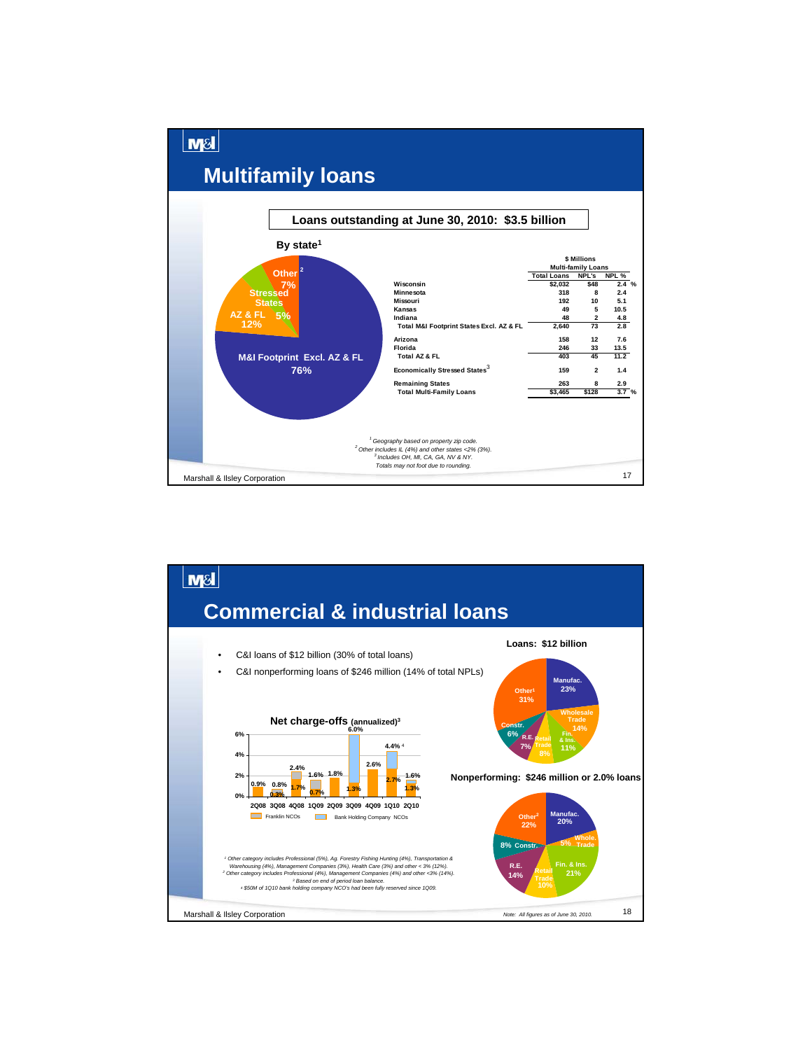# Multifamily loans

**Loans outstanding at June 30, 2010: $3.5 billion**

**By state[1]**

- M&I Footprint Excl. AZ & FL 76%
- AZ & FL 12%
- Stressed States 5%
- Other[2] 7%

| | $ Millions | | |
|---|---|---|---|
| | Multi-family Loans | | |
| | Total Loans | NPL's | NPL % |
| Wisconsin | $2,032 | $48 | 2.4 % |
| Minnesota | 318 | 8 | 2.4 |
| Missouri | 192 | 10 | 5.1 |
| Kansas | 49 | 5 | 10.5 |
| Indiana | 48 | 2 | 4.8 |
| Total M&I Footprint States Excl. AZ & FL | 2,640 | 73 | 2.8 |
| Arizona | 158 | 12 | 7.6 |
| Florida | 246 | 33 | 13.5 |
| Total AZ & FL | 403 | 45 | 11.2 |
| Economically Stressed States[3] | 159 | 2 | 1.4 |
| Remaining States | 263 | 8 | 2.9 |
| Total Multi-Family Loans | $3,465 | $128 | 3.7 % |

[1] Geography based on property zip code.
[2] Other includes IL (4%) and other states <2% (3%).
[3] Includes OH, MI, CA, GA, NV & NY.
Totals may not foot due to rounding.

# Commercial & industrial loans

- C&I loans of $12 billion (30% of total loans)
- C&I nonperforming loans of $246 million (14% of total NPLs)

**Net charge-offs (annualized)[3]**

| | 2Q08 | 3Q08 | 4Q08 | 1Q09 | 2Q09 | 3Q09 | 4Q09 | 1Q10 | 2Q10 |
|---|---|---|---|---|---|---|---|---|---|
| Total | 0.9% | 0.8% | 2.4% | 1.6% | 1.8% | 6.0% | 2.6% | 4.4%[4] | 1.6% |
| Bank Holding Company NCOs | | 0.3% | 1.7% | 0.7% | | 1.3% | | 2.7% | 1.3% |

Legend: Franklin NCOs; Bank Holding Company NCOs

**Loans: $12 billion**

- Manufac. 23%
- Wholesale Trade 14%
- Fin. & Ins. 11%
- Retail Trade 8%
- R.E. 7%
- Constr. 6%
- Other[1] 31%

**Nonperforming: $246 million or 2.0% loans**

- Manufac. 20%
- Whole. Trade 5%
- Fin. & Ins. 21%
- Retail Trade 10%
- R.E. 14%
- Constr. 8%
- Other[2] 22%

[1] Other category includes Professional (5%), Ag. Forestry Fishing Hunting (4%), Transportation & Warehousing (4%), Management Companies (3%), Health Care (3%) and other < 3% (12%).
[2] Other category includes Professional (4%), Management Companies (4%) and other <3% (14%).
[3] Based on end of period loan balance.
[4] $50M of 1Q10 bank holding company NCO's had been fully reserved since 1Q09.

Note: All figures as of June 30, 2010.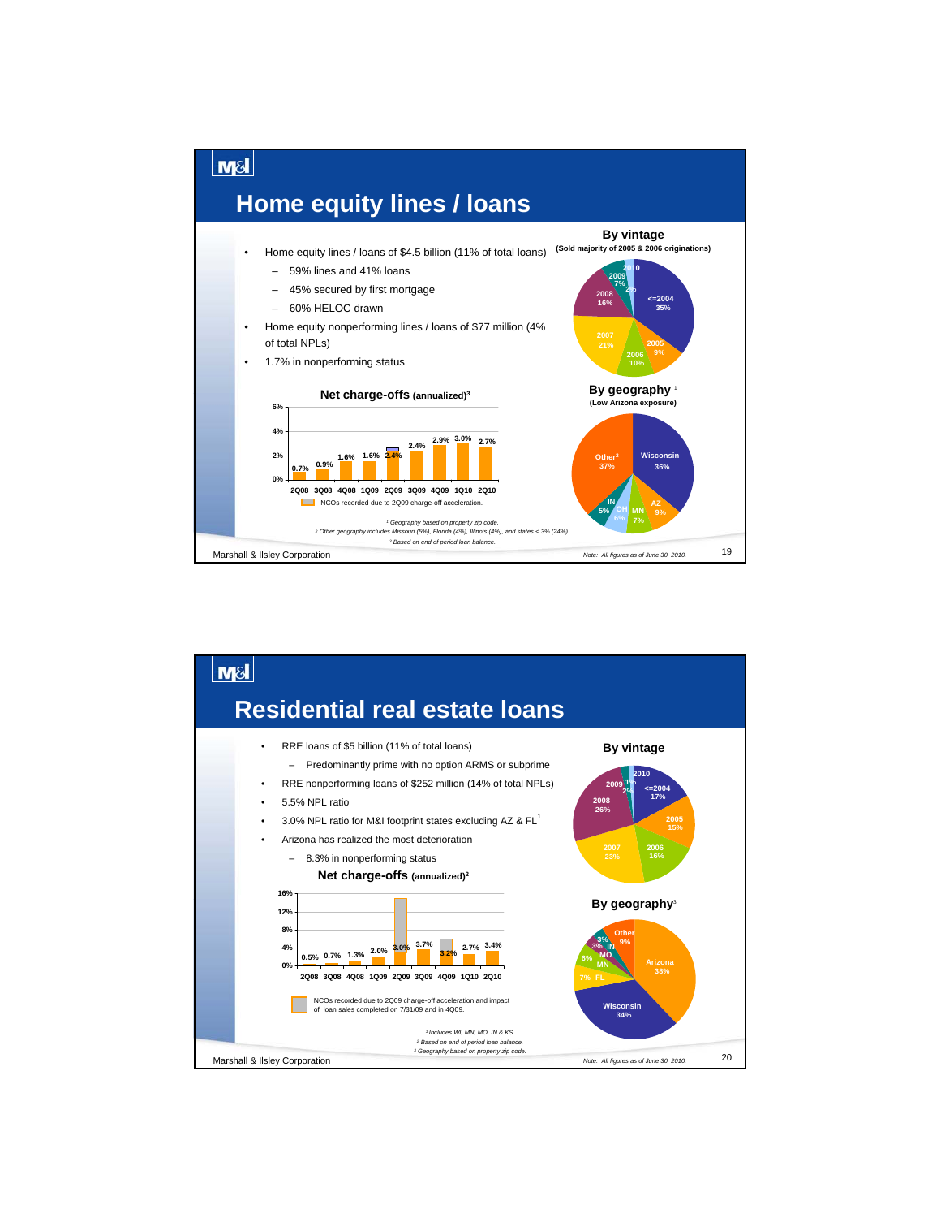# Home equity lines / loans

- Home equity lines / loans of $4.5 billion (11% of total loans)
  - 59% lines and 41% loans
  - 45% secured by first mortgage
  - 60% HELOC drawn
- Home equity nonperforming lines / loans of $77 million (4% of total NPLs)
- 1.7% in nonperforming status

### Net charge-offs (annualized)[3]

| 2Q08 | 3Q08 | 4Q08 | 1Q09 | 2Q09 | 3Q09 | 4Q09 | 1Q10 | 2Q10 |
|---|---|---|---|---|---|---|---|---|
| 0.7% | 0.9% | 1.6% | 1.6% | 2.4% | 2.4% | 2.9% | 3.0% | 2.7% |

NCOs recorded due to 2Q09 charge-off acceleration.

### By vintage
(Sold majority of 2005 & 2006 originations)

| Vintage | % |
|---|---|
| <=2004 | 35% |
| 2005 | 9% |
| 2006 | 10% |
| 2007 | 21% |
| 2008 | 16% |
| 2009 | 7% |
| 2010 | 2% |

### By geography[1]
(Low Arizona exposure)

| Geography | % |
|---|---|
| Wisconsin | 36% |
| AZ | 9% |
| MN | 7% |
| OH | 6% |
| IN | 5% |
| Other[2] | 37% |

[1] Geography based on property zip code.
[2] Other geography includes Missouri (5%), Florida (4%), Illinois (4%), and states < 3% (24%).
[3] Based on end of period loan balance.

Note: All figures as of June 30, 2010.

# Residential real estate loans

- RRE loans of $5 billion (11% of total loans)
  - Predominantly prime with no option ARMS or subprime
- RRE nonperforming loans of $252 million (14% of total NPLs)
- 5.5% NPL ratio
- 3.0% NPL ratio for M&I footprint states excluding AZ & FL[1]
- Arizona has realized the most deterioration
  - 8.3% in nonperforming status

### Net charge-offs (annualized)[2]

| 2Q08 | 3Q08 | 4Q08 | 1Q09 | 2Q09 | 3Q09 | 4Q09 | 1Q10 | 2Q10 |
|---|---|---|---|---|---|---|---|---|
| 0.5% | 0.7% | 1.3% | 2.0% | 3.0% | 3.7% | 3.2% | 2.7% | 3.4% |

NCOs recorded due to 2Q09 charge-off acceleration and impact of loan sales completed on 7/31/09 and in 4Q09.

### By vintage

| Vintage | % |
|---|---|
| <=2004 | 17% |
| 2005 | 15% |
| 2006 | 16% |
| 2007 | 23% |
| 2008 | 26% |
| 2009 | 2% |
| 2010 | 1% |

### By geography[3]

| Geography | % |
|---|---|
| Arizona | 38% |
| Wisconsin | 34% |
| FL | 7% |
| MN | 6% |
| MO | 3% |
| IN | 3% |
| Other | 9% |

[1] Includes WI, MN, MO, IN & KS.
[2] Based on end of period loan balance.
[3] Geography based on property zip code.

Note: All figures as of June 30, 2010.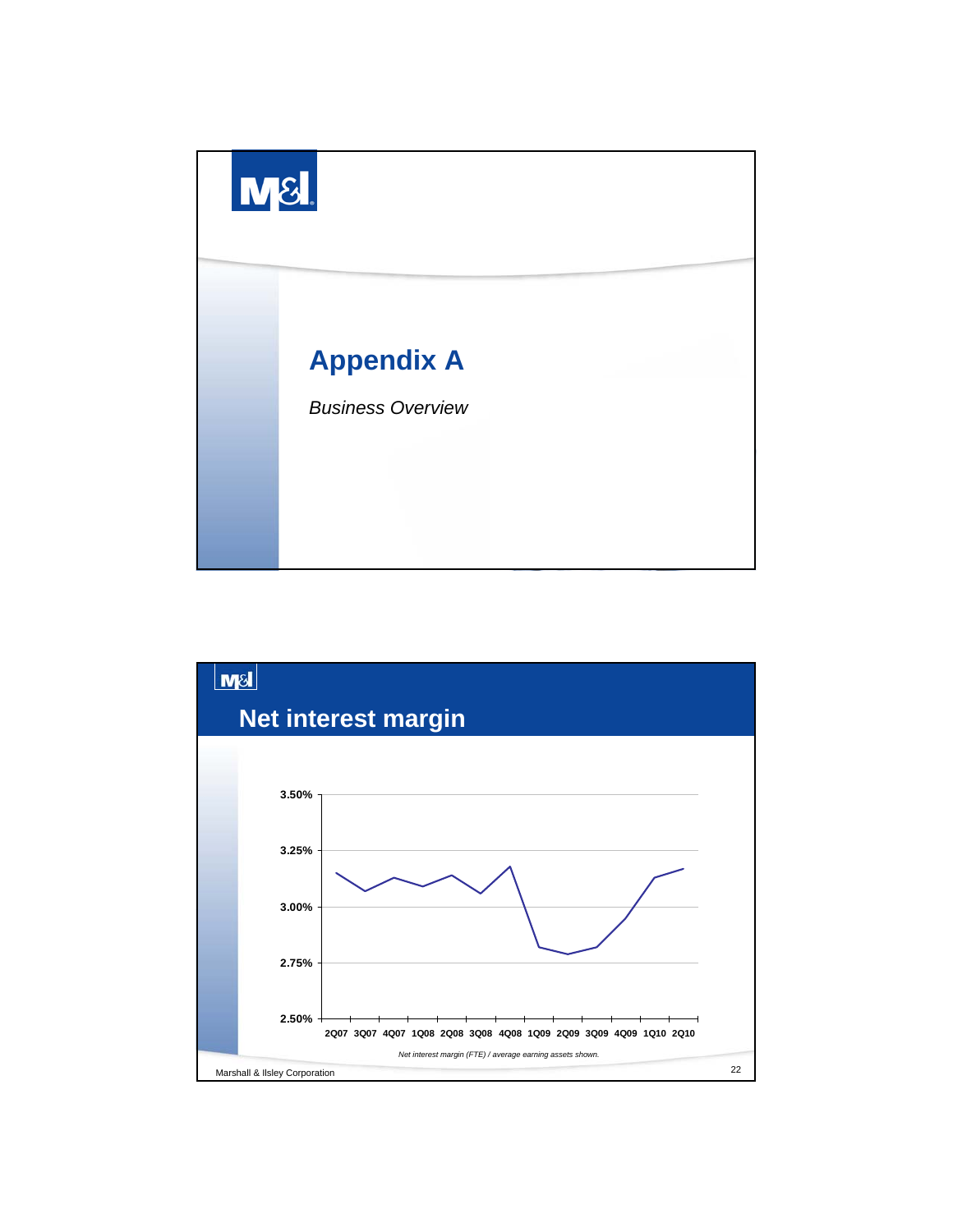# Appendix A

*Business Overview*

## Net interest margin

3.50%

3.25%

3.00%

2.75%

2.50%

2Q07 3Q07 4Q07 1Q08 2Q08 3Q08 4Q08 1Q09 2Q09 3Q09 4Q09 1Q10 2Q10

*Net interest margin (FTE) / average earning assets shown.*

Marshall & Ilsley Corporation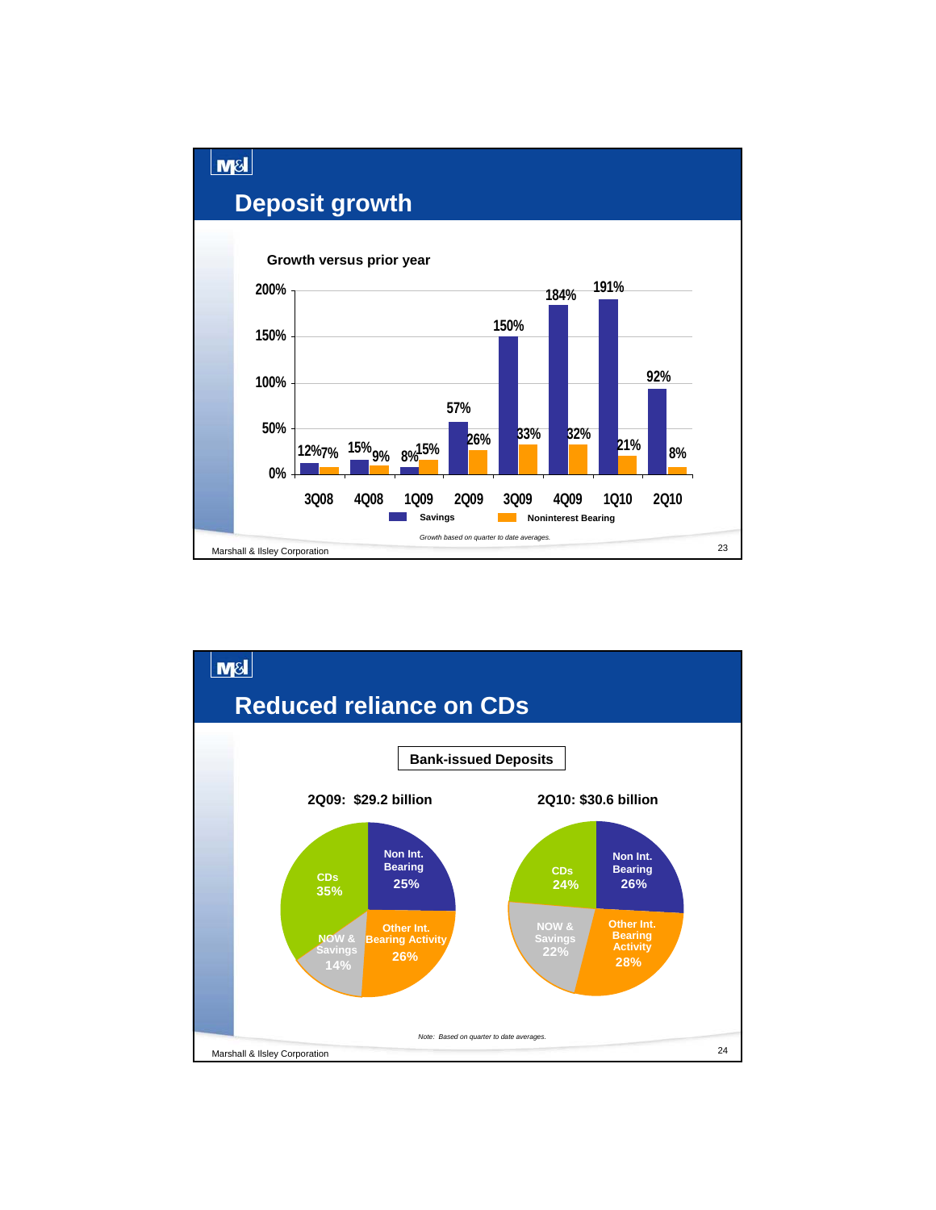# Deposit growth

**Growth versus prior year**

| | 3Q08 | 4Q08 | 1Q09 | 2Q09 | 3Q09 | 4Q09 | 1Q10 | 2Q10 |
|---|---|---|---|---|---|---|---|---|
| Savings | 12% | 15% | 8% | 57% | 150% | 184% | 191% | 92% |
| Noninterest Bearing | 7% | 9% | 15% | 26% | 33% | 32% | 21% | 8% |

*Growth based on quarter to date averages.*

Marshall & Ilsley Corporation

# Reduced reliance on CDs

**Bank-issued Deposits**

| | 2Q09: $29.2 billion | 2Q10: $30.6 billion |
|---|---|---|
| Non Int. Bearing | 25% | 26% |
| Other Int. Bearing Activity | 26% | 28% |
| NOW & Savings | 14% | 22% |
| CDs | 35% | 24% |

*Note: Based on quarter to date averages.*

Marshall & Ilsley Corporation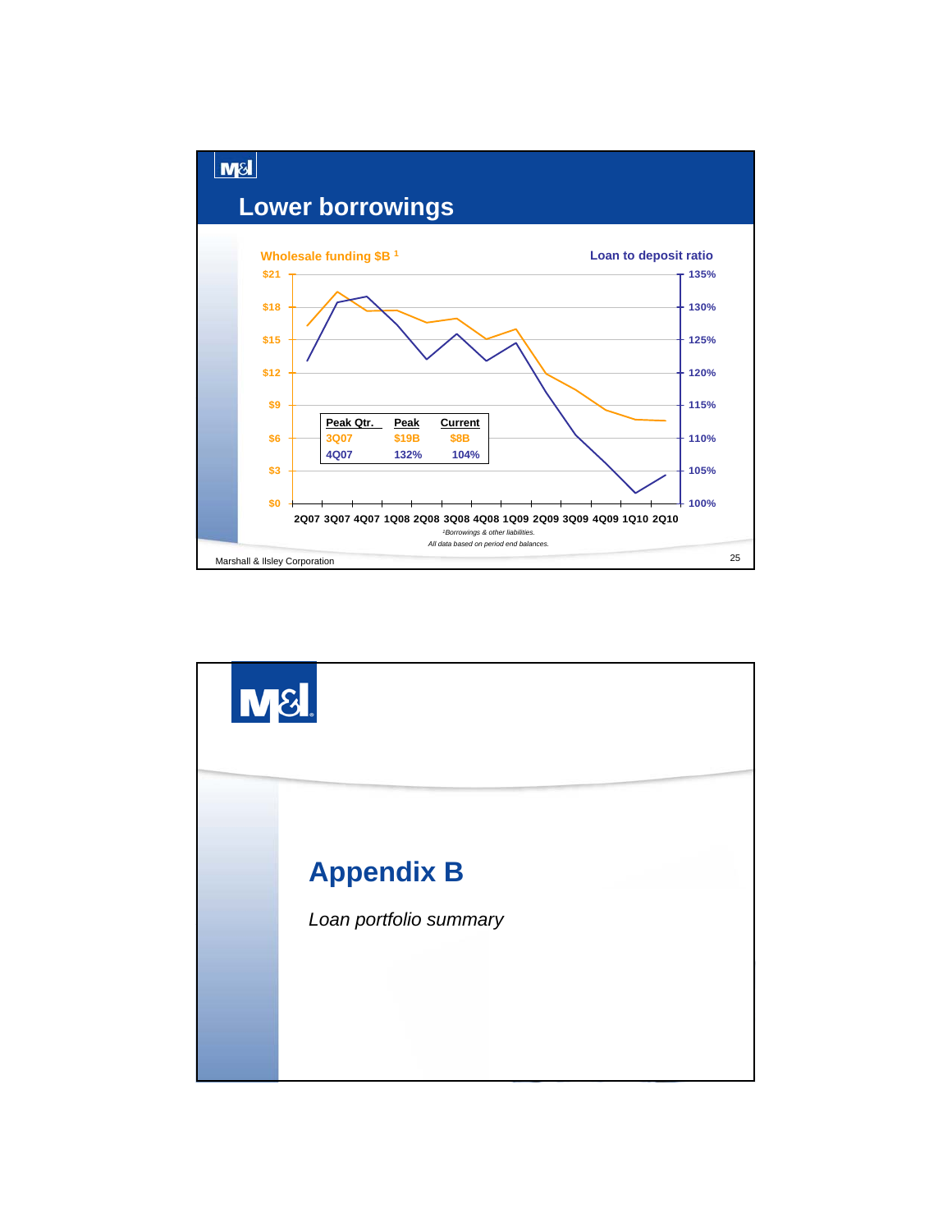## Lower borrowings

Wholesale funding $B [1] | Loan to deposit ratio

| Peak Qtr. | Peak | Current |
|---|---|---|
| 3Q07 | $19B | $8B |
| 4Q07 | 132% | 104% |

[1] Borrowings & other liabilities.

*All data based on period end balances.*

Marshall & Ilsley Corporation

# Appendix B

*Loan portfolio summary*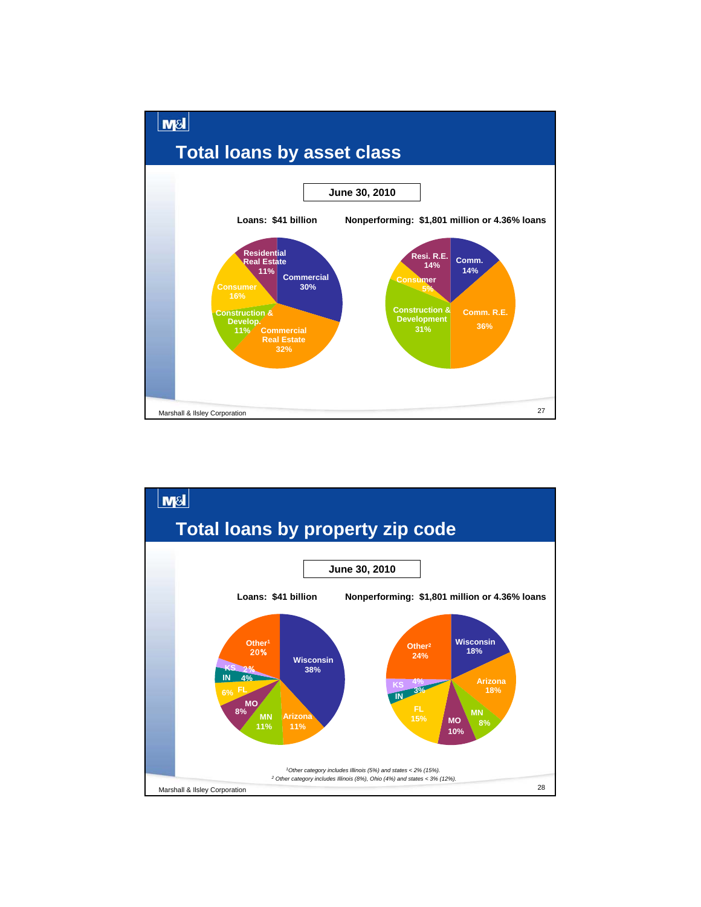## Total loans by asset class

**June 30, 2010**

**Loans: $41 billion**

| Asset Class | % |
|---|---|
| Commercial | 30% |
| Commercial Real Estate | 32% |
| Construction & Develop. | 11% |
| Consumer | 16% |
| Residential Real Estate | 11% |

**Nonperforming: $1,801 million or 4.36% loans**

| Asset Class | % |
|---|---|
| Comm. | 14% |
| Comm. R.E. | 36% |
| Construction & Development | 31% |
| Consumer | 5% |
| Resi. R.E. | 14% |

## Total loans by property zip code

**June 30, 2010**

**Loans: $41 billion**

| Location | % |
|---|---|
| Wisconsin | 38% |
| Arizona | 11% |
| MN | 11% |
| MO | 8% |
| FL | 6% |
| IN | 4% |
| KS | 2% |
| Other[1] | 20% |

**Nonperforming: $1,801 million or 4.36% loans**

| Location | % |
|---|---|
| Wisconsin | 18% |
| Arizona | 18% |
| MN | 8% |
| MO | 10% |
| FL | 15% |
| IN | 3% |
| KS | 4% |
| Other[2] | 24% |

*[1]Other category includes Illinois (5%) and states < 2% (15%).*

*[2] Other category includes Illinois (8%), Ohio (4%) and states < 3% (12%).*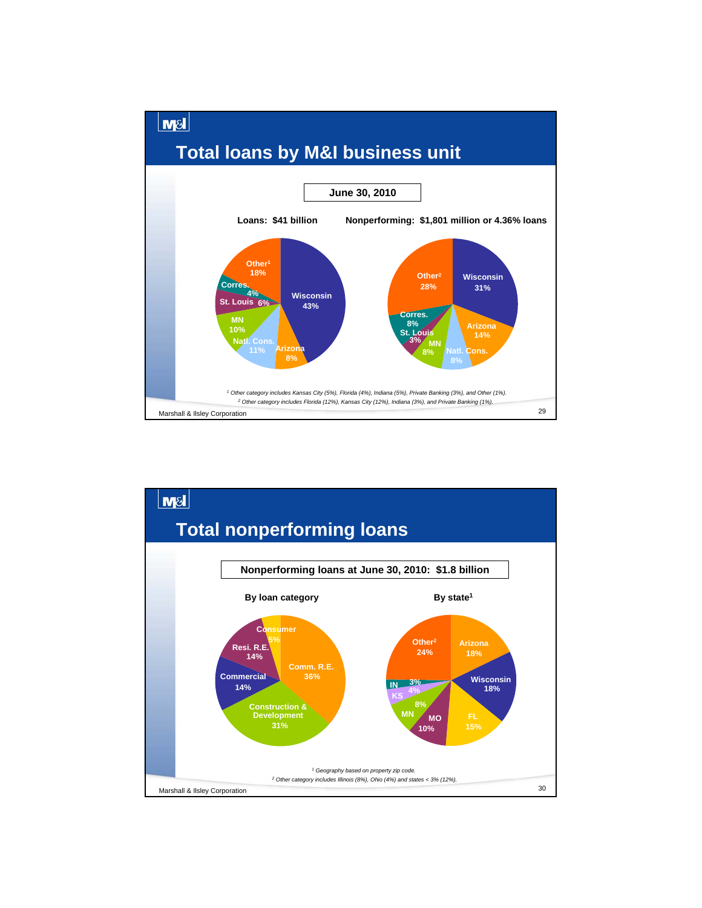# Total loans by M&I business unit

**June 30, 2010**

**Loans: $41 billion**

| Business Unit | % |
|---|---|
| Wisconsin | 43% |
| Arizona | 8% |
| Natl. Cons. | 11% |
| MN | 10% |
| St. Louis | 6% |
| Corres. | 4% |
| Other[1] | 18% |

**Nonperforming: $1,801 million or 4.36% loans**

| Business Unit | % |
|---|---|
| Wisconsin | 31% |
| Arizona | 14% |
| Natl. Cons. | 8% |
| MN | 8% |
| St. Louis | 3% |
| Corres. | 8% |
| Other[2] | 28% |

*[1] Other category includes Kansas City (5%), Florida (4%), Indiana (5%), Private Banking (3%), and Other (1%).*

*[2] Other category includes Florida (12%), Kansas City (12%), Indiana (3%), and Private Banking (1%).*

# Total nonperforming loans

**Nonperforming loans at June 30, 2010: $1.8 billion**

**By loan category**

| Loan Category | % |
|---|---|
| Comm. R.E. | 36% |
| Construction & Development | 31% |
| Commercial | 14% |
| Resi. R.E. | 14% |
| Consumer | 5% |

**By state[1]**

| State | % |
|---|---|
| Arizona | 18% |
| Wisconsin | 18% |
| FL | 15% |
| MO | 10% |
| MN | 8% |
| KS | 4% |
| IN | 3% |
| Other[2] | 24% |

*[1] Geography based on property zip code.*

*[2] Other category includes Illinois (8%), Ohio (4%) and states < 3% (12%).*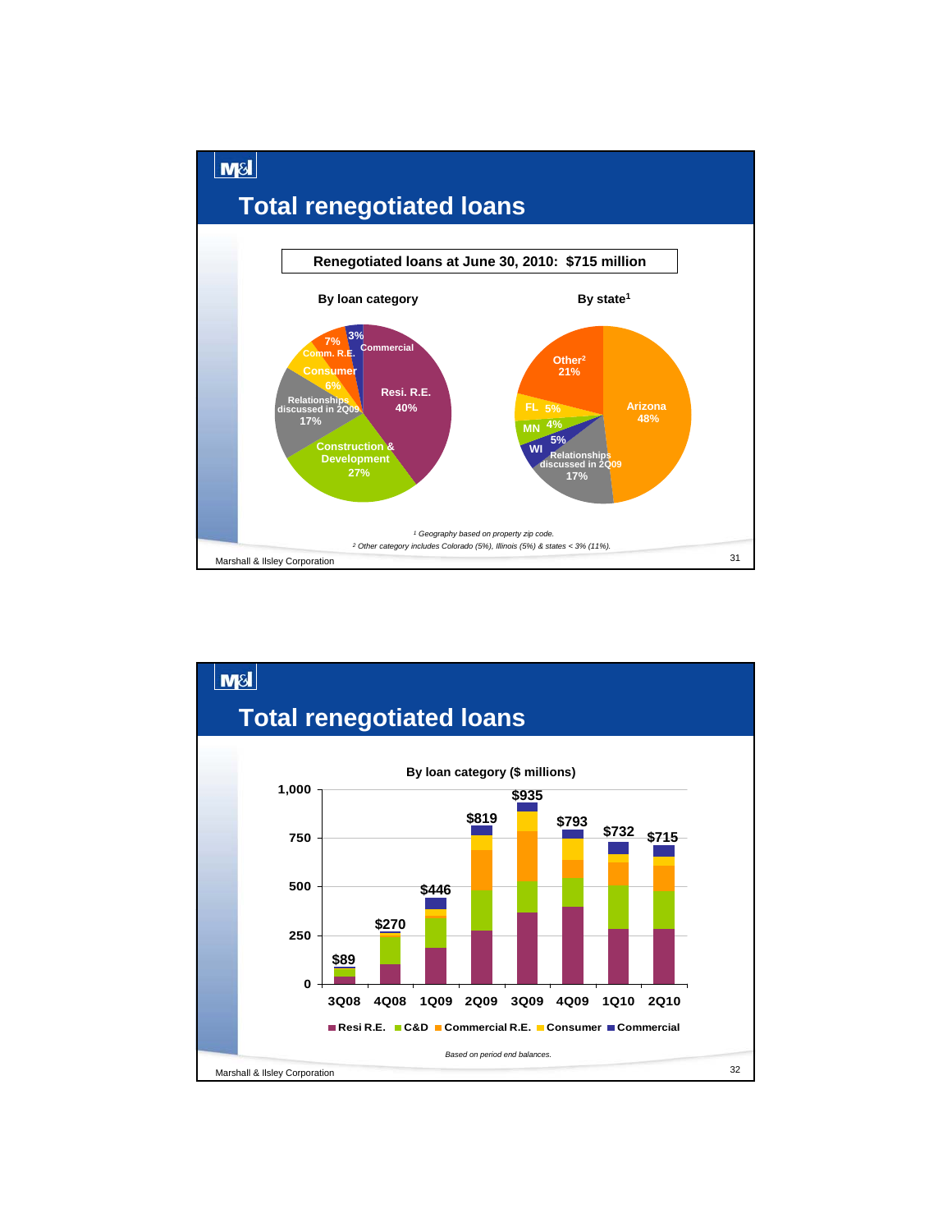# Total renegotiated loans

**Renegotiated loans at June 30, 2010: $715 million**

### By loan category

| Category | % |
|---|---|
| Resi. R.E. | 40% |
| Construction & Development | 27% |
| Relationships discussed in 2Q09 | 17% |
| Comm. R.E. | 7% |
| Consumer | 6% |
| Commercial | 3% |

### By state[1]

| State | % |
|---|---|
| Arizona | 48% |
| Relationships discussed in 2Q09 | 17% |
| WI | 5% |
| MN | 4% |
| FL | 5% |
| Other[2] | 21% |

*[1] Geography based on property zip code.*

*[2] Other category includes Colorado (5%), Illinois (5%) & states < 3% (11%).*

# Total renegotiated loans

### By loan category ($ millions)

| Quarter | Total |
|---|---|
| 3Q08 | $89 |
| 4Q08 | $270 |
| 1Q09 | $446 |
| 2Q09 | $819 |
| 3Q09 | $935 |
| 4Q09 | $793 |
| 1Q10 | $732 |
| 2Q10 | $715 |

Categories: Resi R.E., C&D, Commercial R.E., Consumer, Commercial

*Based on period end balances.*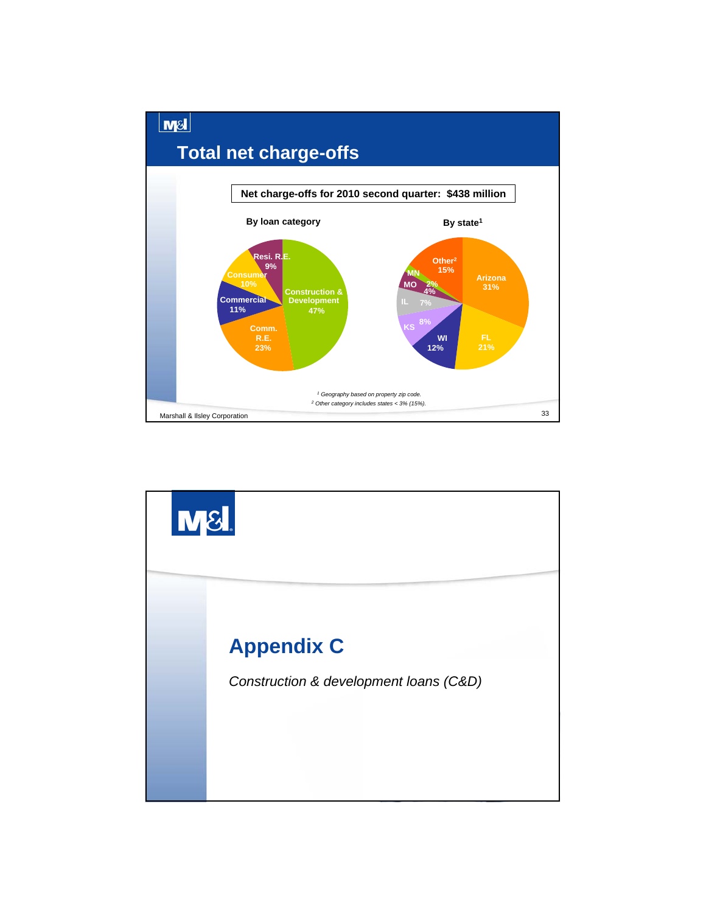# Total net charge-offs

**Net charge-offs for 2010 second quarter: $438 million**

**By loan category**

| Category | % |
|---|---|
| Construction & Development | 47% |
| Comm. R.E. | 23% |
| Commercial | 11% |
| Consumer | 10% |
| Resi. R.E. | 9% |

**By state[1]**

| State | % |
|---|---|
| Arizona | 31% |
| FL | 21% |
| WI | 12% |
| KS | 8% |
| IL | 7% |
| MO | 4% |
| MN | 2% |
| Other[2] | 15% |

*[1] Geography based on property zip code.*

*[2] Other category includes states < 3% (15%).*

Marshall & Ilsley Corporation

# Appendix C

*Construction & development loans (C&D)*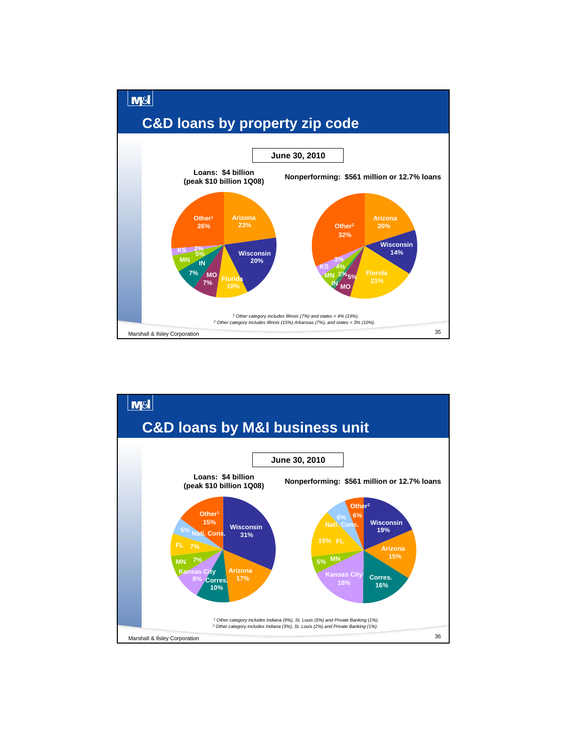# C&D loans by property zip code

**June 30, 2010**

**Loans: $4 billion (peak $10 billion 1Q08)**

| Region | % |
|---|---|
| Arizona | 23% |
| Wisconsin | 20% |
| Florida | 10% |
| MO | 7% |
| IN | 7% |
| MN | 5% |
| KS | 2% |
| Other[1] | 26% |

**Nonperforming: $561 million or 12.7% loans**

| Region | % |
|---|---|
| Arizona | 20% |
| Wisconsin | 14% |
| Florida | 21% |
| MO | 5% |
| IN | 1% |
| MN | 4% |
| KS | 3% |
| Other[2] | 32% |

[1] Other category includes Illinois (7%) and states < 4% (19%).

[2] Other category includes Illinois (15%) Arkansas (7%), and states < 3% (10%).

Marshall & Ilsley Corporation

# C&D loans by M&I business unit

**June 30, 2010**

**Loans: $4 billion (peak $10 billion 1Q08)**

| Business unit | % |
|---|---|
| Wisconsin | 31% |
| Arizona | 17% |
| Corres. | 10% |
| Kansas City | 8% |
| MN | 7% |
| FL | 7% |
| Natl. Cons. | 5% |
| Other[1] | 15% |

**Nonperforming: $561 million or 12.7% loans**

| Business unit | % |
|---|---|
| Wisconsin | 19% |
| Arizona | 15% |
| Corres. | 16% |
| Kansas City | 18% |
| MN | 5% |
| FL | 15% |
| Natl. Cons. | 6% |
| Other[2] | 6% |

[1] Other category includes Indiana (9%), St. Louis (5%) and Private Banking (1%).

[2] Other category includes Indiana (3%), St. Louis (2%) and Private Banking (1%).

Marshall & Ilsley Corporation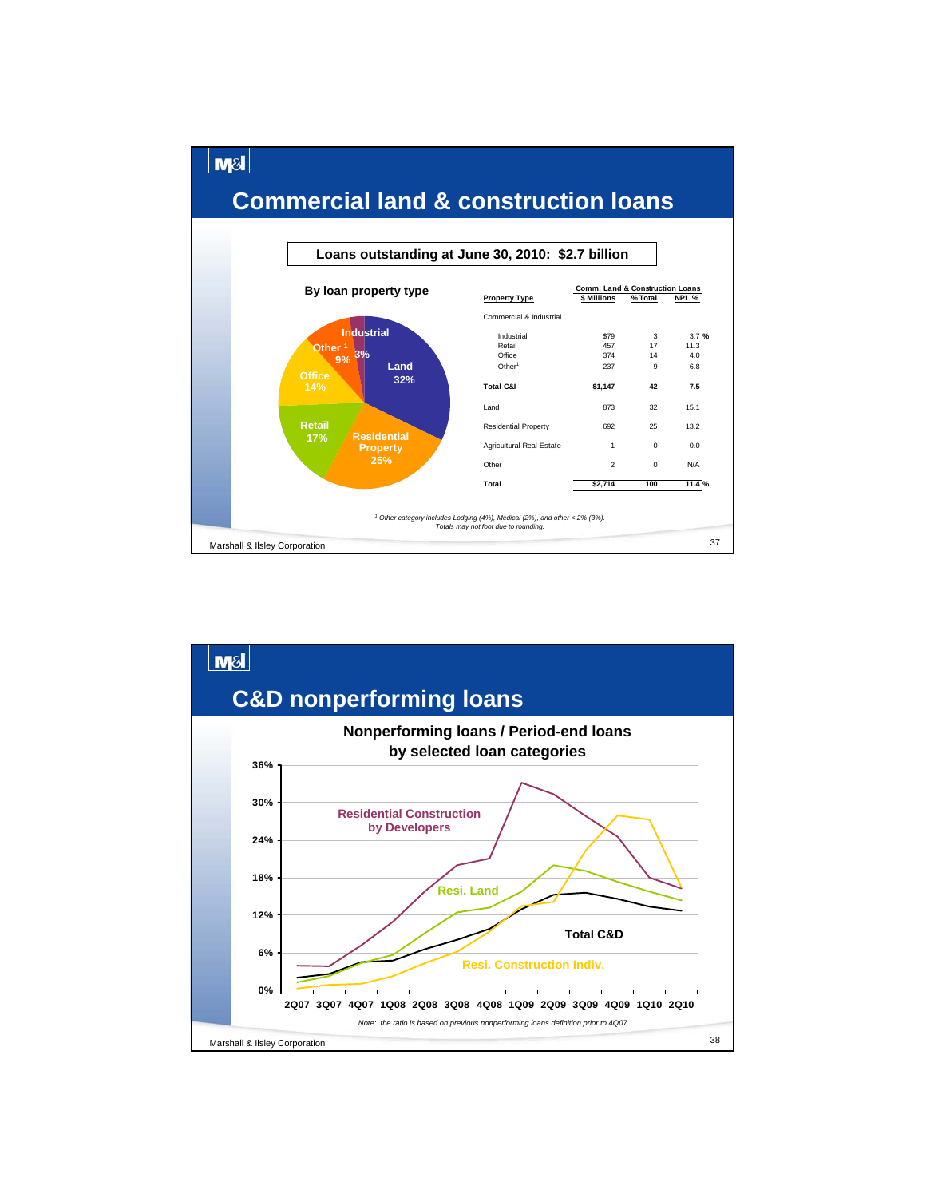## Commercial land & construction loans

**Loans outstanding at June 30, 2010: $2.7 billion**

**By loan property type**

- Land 32%
- Residential Property 25%
- Retail 17%
- Office 14%
- Other [1] 9%
- Industrial 3%

| Property Type | Comm. Land & Construction Loans $ Millions | % Total | NPL % |
|---|---|---|---|
| Commercial & Industrial | | | |
| Industrial | $79 | 3 | 3.7 % |
| Retail | 457 | 17 | 11.3 |
| Office | 374 | 14 | 4.0 |
| Other[1] | 237 | 9 | 6.8 |
| **Total C&I** | **$1,147** | **42** | **7.5** |
| Land | 873 | 32 | 15.1 |
| Residential Property | 692 | 25 | 13.2 |
| Agricultural Real Estate | 1 | 0 | 0.0 |
| Other | 2 | 0 | N/A |
| **Total** | **$2,714** | **100** | **11.4 %** |

*[1] Other category includes Lodging (4%), Medical (2%), and other < 2% (3%).*
*Totals may not foot due to rounding.*

Marshall & Ilsley Corporation

## C&D nonperforming loans

**Nonperforming loans / Period-end loans by selected loan categories**

Series: Residential Construction by Developers; Resi. Land; Total C&D; Resi. Construction Indiv.

Y-axis: 0%, 6%, 12%, 18%, 24%, 30%, 36%

X-axis: 2Q07, 3Q07, 4Q07, 1Q08, 2Q08, 3Q08, 4Q08, 1Q09, 2Q09, 3Q09, 4Q09, 1Q10, 2Q10

*Note: the ratio is based on previous nonperforming loans definition prior to 4Q07.*

Marshall & Ilsley Corporation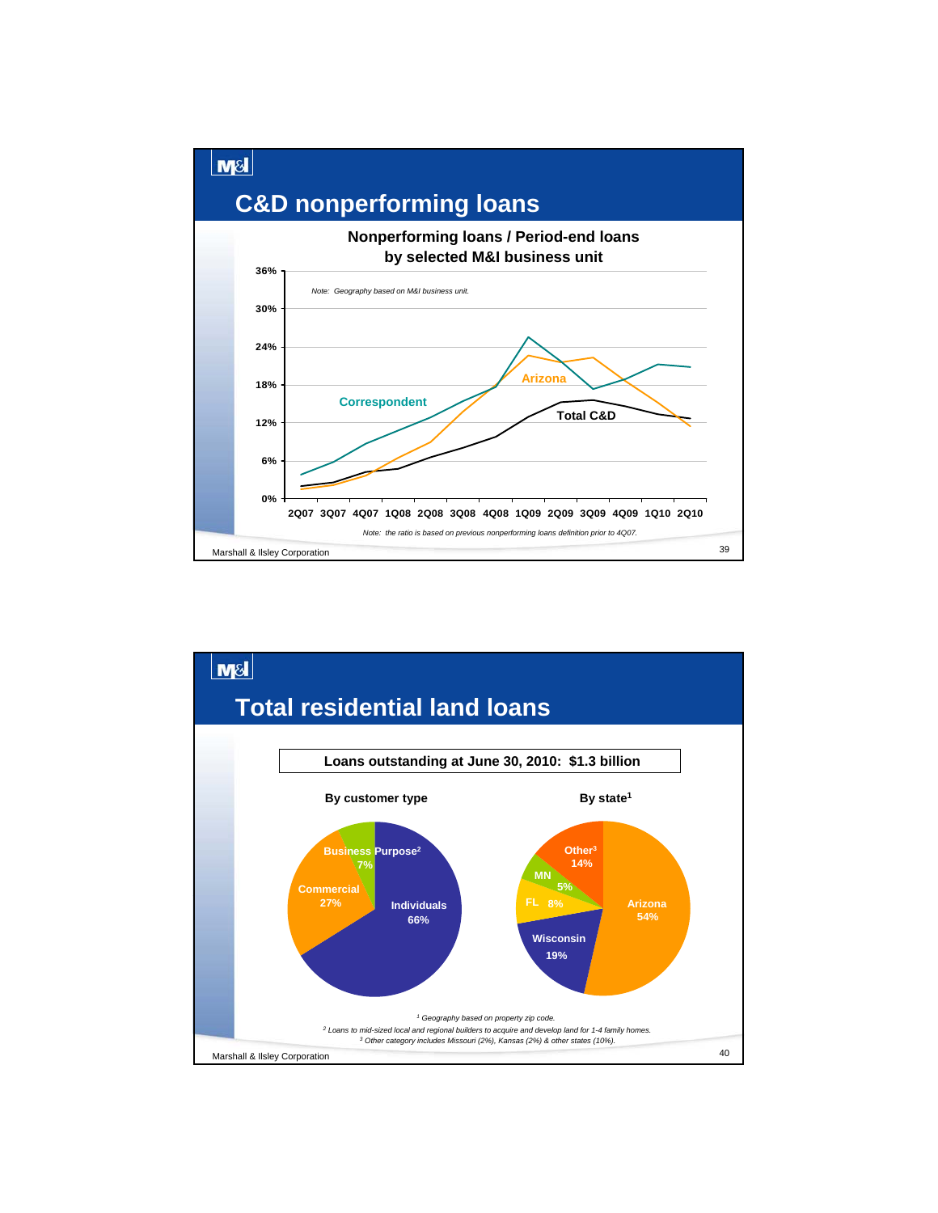## C&D nonperforming loans

**Nonperforming loans / Period-end loans by selected M&I business unit**

*Note: Geography based on M&I business unit.*

Series: Correspondent, Arizona, Total C&D

Periods: 2Q07, 3Q07, 4Q07, 1Q08, 2Q08, 3Q08, 4Q08, 1Q09, 2Q09, 3Q09, 4Q09, 1Q10, 2Q10

Y-axis: 0%, 6%, 12%, 18%, 24%, 30%, 36%

*Note: the ratio is based on previous nonperforming loans definition prior to 4Q07.*

Marshall & Ilsley Corporation

## Total residential land loans

**Loans outstanding at June 30, 2010: $1.3 billion**

**By customer type**

| Customer type | Share |
|---|---|
| Individuals | 66% |
| Commercial | 27% |
| Business Purpose[2] | 7% |

**By state[1]**

| State | Share |
|---|---|
| Arizona | 54% |
| Wisconsin | 19% |
| Other[3] | 14% |
| FL | 8% |
| MN | 5% |

*[1] Geography based on property zip code.*
*[2] Loans to mid-sized local and regional builders to acquire and develop land for 1-4 family homes.*
*[3] Other category includes Missouri (2%), Kansas (2%) & other states (10%).*

Marshall & Ilsley Corporation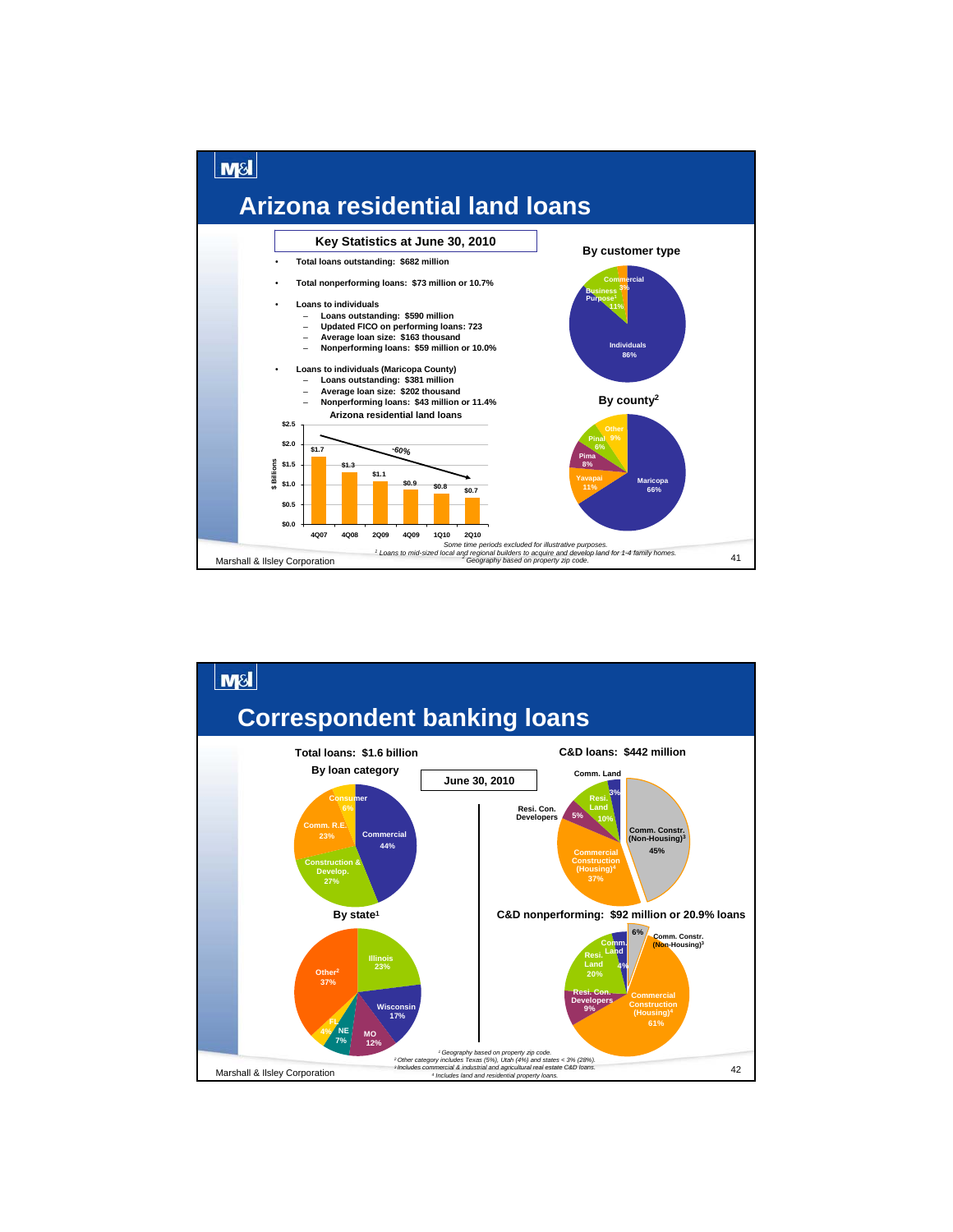# Arizona residential land loans

**Key Statistics at June 30, 2010**

- **Total loans outstanding: $682 million**
- **Total nonperforming loans: $73 million or 10.7%**
- **Loans to individuals**
  - Loans outstanding: $590 million
  - Updated FICO on performing loans: 723
  - Average loan size: $163 thousand
  - Nonperforming loans: $59 million or 10.0%
- **Loans to individuals (Maricopa County)**
  - Loans outstanding: $381 million
  - Average loan size: $202 thousand
  - Nonperforming loans: $43 million or 11.4%

**Arizona residential land loans** ($ Billions)

| 4Q07 | 4Q08 | 2Q09 | 4Q09 | 1Q10 | 2Q10 |
|---|---|---|---|---|---|
| $1.7 | $1.3 | $1.1 | $0.9 | $0.8 | $0.7 |

-60%

**By customer type**

| Customer type | % |
|---|---|
| Individuals | 86% |
| Business Purpose[1] | 11% |
| Commercial | 3% |

**By county[2]**

| County | % |
|---|---|
| Maricopa | 66% |
| Yavapai | 11% |
| Pima | 8% |
| Pinal | 6% |
| Other | 9% |

*Some time periods excluded for illustrative purposes.*
*[1] Loans to mid-sized local and regional builders to acquire and develop land for 1-4 family homes.*
*[2] Geography based on property zip code.*

Marshall & Ilsley Corporation

# Correspondent banking loans

**June 30, 2010**

**Total loans: $1.6 billion**

**By loan category**

| Category | % |
|---|---|
| Commercial | 44% |
| Construction & Develop. | 27% |
| Comm. R.E. | 23% |
| Consumer | 6% |

**By state[1]**

| State | % |
|---|---|
| Illinois | 23% |
| Wisconsin | 17% |
| MO | 12% |
| NE | 7% |
| FL | 4% |
| Other[2] | 37% |

**C&D loans: $442 million**

| Category | % |
|---|---|
| Comm. Constr. (Non-Housing)[3] | 45% |
| Commercial Construction (Housing)[4] | 37% |
| Resi. Con. Developers | 5% |
| Resi. Land | 10% |
| Comm. Land | 3% |

**C&D nonperforming: $92 million or 20.9% loans**

| Category | % |
|---|---|
| Commercial Construction (Housing)[4] | 61% |
| Resi. Con. Developers | 9% |
| Resi. Land | 20% |
| Comm. Land | 4% |
| Comm. Constr. (Non-Housing)[3] | 6% |

*[1] Geography based on property zip code.*
*[2] Other category includes Texas (5%), Utah (4%) and states < 3% (28%).*
*[3] Includes commercial & industrial and agricultural real estate C&D loans.*
*[4] Includes land and residential property loans.*

Marshall & Ilsley Corporation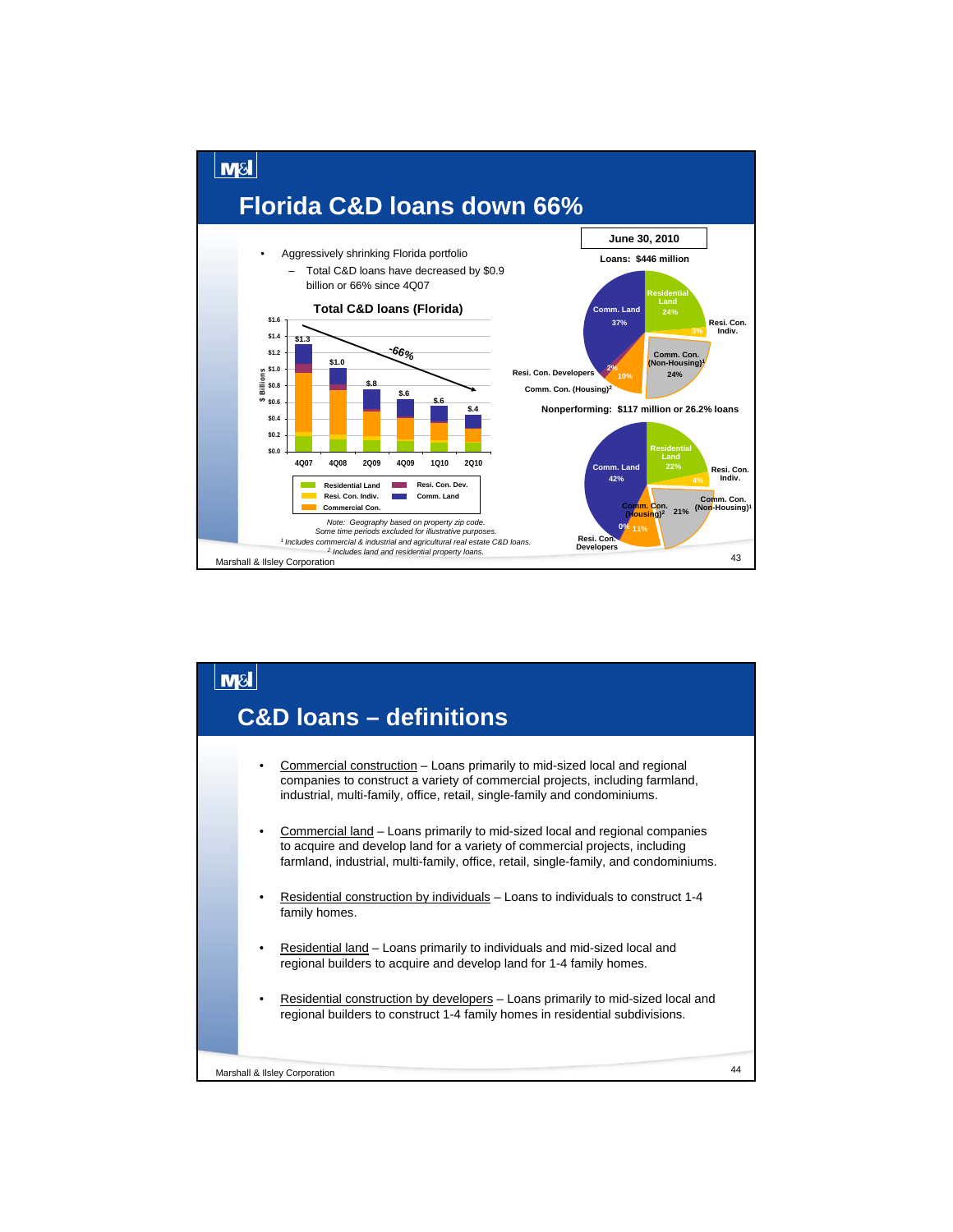# Florida C&D loans down 66%

- Aggressively shrinking Florida portfolio
  - Total C&D loans have decreased by $0.9 billion or 66% since 4Q07

**Total C&D loans (Florida)**

| | 4Q07 | 4Q08 | 2Q09 | 4Q09 | 1Q10 | 2Q10 |
|---|---|---|---|---|---|---|
| Total ($ Billions) | $1.3 | $1.0 | $.8 | $.6 | $.6 | $.4 |

Legend: Residential Land, Resi. Con. Indiv., Commercial Con., Resi. Con. Dev., Comm. Land

-66%

*Note: Geography based on property zip code.*
*Some time periods excluded for illustrative purposes.*

**June 30, 2010**

**Loans: $446 million**

| Category | % |
|---|---|
| Comm. Land | 37% |
| Residential Land | 24% |
| Resi. Con. Indiv. | 3% |
| Comm. Con. (Non-Housing)[1] | 24% |
| Comm. Con. (Housing)[2] | 10% |
| Resi. Con. Developers | 2% |

**Nonperforming: $117 million or 26.2% loans**

| Category | % |
|---|---|
| Comm. Land | 42% |
| Residential Land | 22% |
| Resi. Con. Indiv. | 4% |
| Comm. Con. (Non-Housing)[1] | 21% |
| Comm. Con. (Housing)[2] | 11% |
| Resi. Con. Developers | 0% |

[1] *Includes commercial & industrial and agricultural real estate C&D loans.*
[2] *Includes land and residential property loans.*

# C&D loans – definitions

- Commercial construction – Loans primarily to mid-sized local and regional companies to construct a variety of commercial projects, including farmland, industrial, multi-family, office, retail, single-family and condominiums.
- Commercial land – Loans primarily to mid-sized local and regional companies to acquire and develop land for a variety of commercial projects, including farmland, industrial, multi-family, office, retail, single-family, and condominiums.
- Residential construction by individuals – Loans to individuals to construct 1-4 family homes.
- Residential land – Loans primarily to individuals and mid-sized local and regional builders to acquire and develop land for 1-4 family homes.
- Residential construction by developers – Loans primarily to mid-sized local and regional builders to construct 1-4 family homes in residential subdivisions.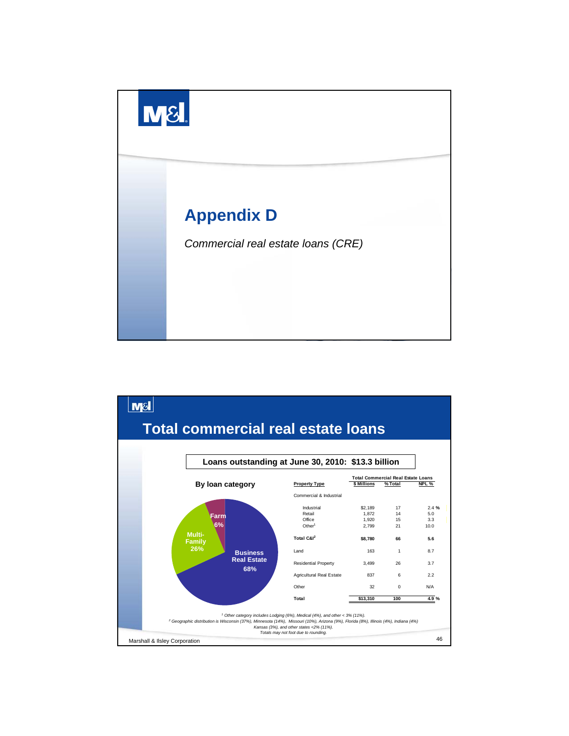# Appendix D

*Commercial real estate loans (CRE)*

## Total commercial real estate loans

**Loans outstanding at June 30, 2010: $13.3 billion**

### By loan category

- Business Real Estate 68%
- Multi-Family 26%
- Farm 6%

| Property Type | Total Commercial Real Estate Loans | | |
|---|---|---|---|
| | $ Millions | % Total | NPL % |
| Commercial & Industrial | | | |
| Industrial | $2,189 | 17 | 2.4 % |
| Retail | 1,872 | 14 | 5.0 |
| Office | 1,920 | 15 | 3.3 |
| Other[1] | 2,799 | 21 | 10.0 |
| **Total C&I[2]** | **$8,780** | **66** | **5.6** |
| Land | 163 | 1 | 8.7 |
| Residential Property | 3,499 | 26 | 3.7 |
| Agricultural Real Estate | 837 | 6 | 2.2 |
| Other | 32 | 0 | N/A |
| **Total** | **$13,310** | **100** | **4.9 %** |

*[1] Other category includes Lodging (6%), Medical (4%), and other < 3% (11%).*
*[2] Geographic distribution is Wisconsin (37%), Minnesota (14%), Missouri (10%), Arizona (9%), Florida (8%), Illinois (4%), Indiana (4%) Kansas (3%), and other states <2% (11%).*
*Totals may not foot due to rounding.*

Marshall & Ilsley Corporation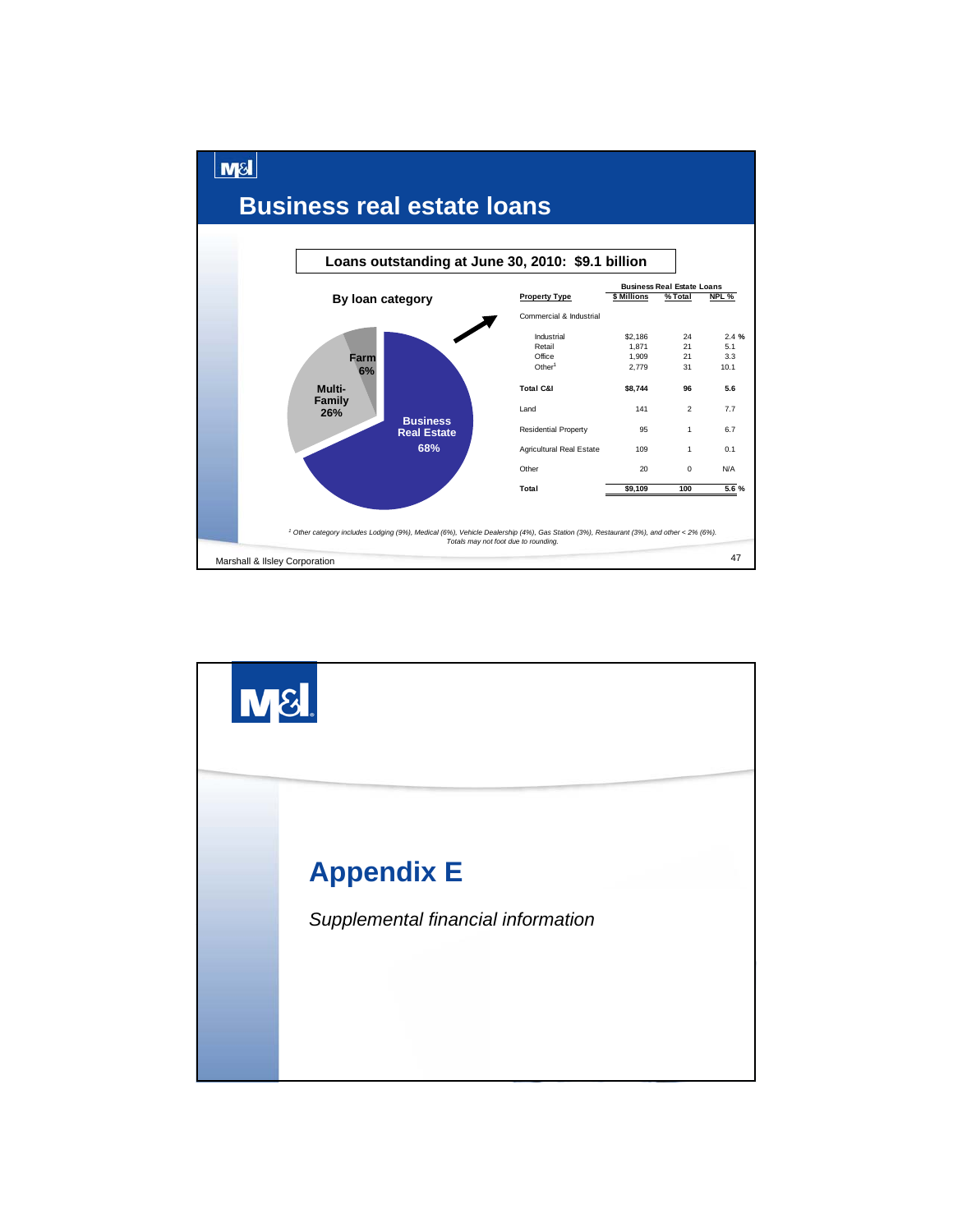# Business real estate loans

**Loans outstanding at June 30, 2010: $9.1 billion**

**By loan category**

- Business Real Estate 68%
- Multi-Family 26%
- Farm 6%

| Property Type | Business Real Estate Loans | | |
|---|---|---|---|
| | **$ Millions** | **% Total** | **NPL %** |
| Commercial & Industrial | | | |
| Industrial | $2,186 | 24 | 2.4 % |
| Retail | 1,871 | 21 | 5.1 |
| Office | 1,909 | 21 | 3.3 |
| Other[1] | 2,779 | 31 | 10.1 |
| **Total C&I** | **$8,744** | **96** | **5.6** |
| Land | 141 | 2 | 7.7 |
| Residential Property | 95 | 1 | 6.7 |
| Agricultural Real Estate | 109 | 1 | 0.1 |
| Other | 20 | 0 | N/A |
| **Total** | **$9,109** | **100** | **5.6 %** |

*[1] Other category includes Lodging (9%), Medical (6%), Vehicle Dealership (4%), Gas Station (3%), Restaurant (3%), and other < 2% (6%).*
*Totals may not foot due to rounding.*

Marshall & Ilsley Corporation

# Appendix E

*Supplemental financial information*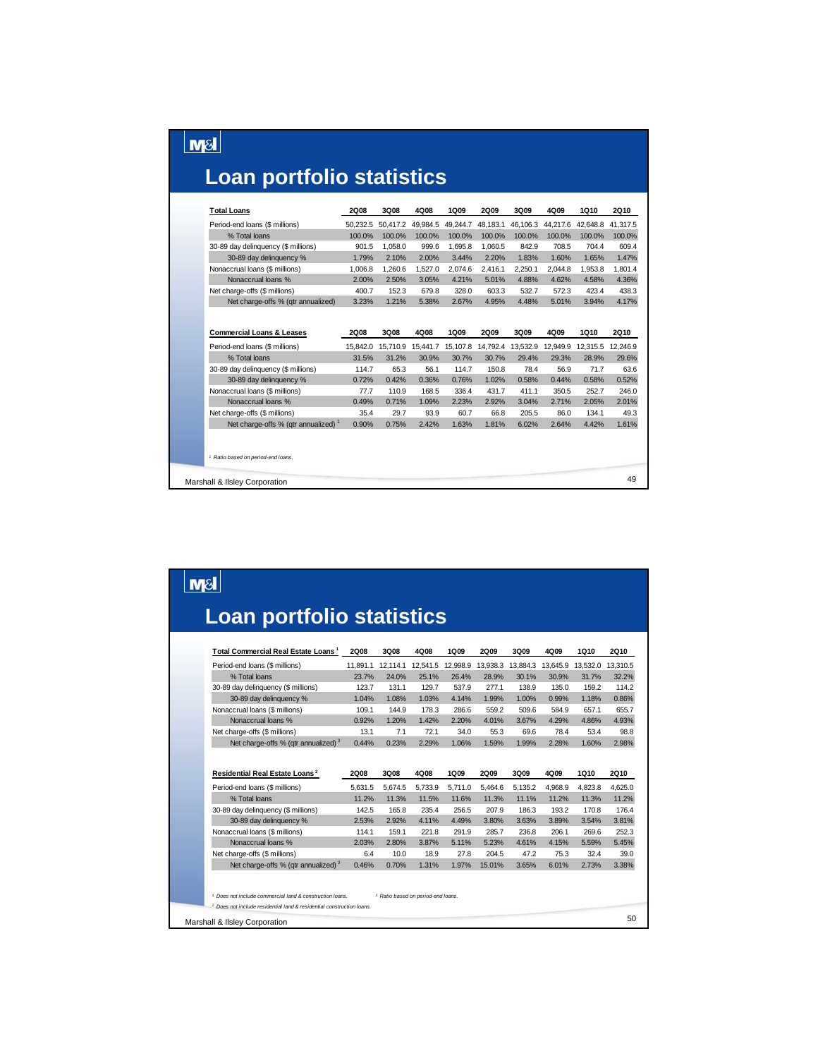# Loan portfolio statistics

| Total Loans | 2Q08 | 3Q08 | 4Q08 | 1Q09 | 2Q09 | 3Q09 | 4Q09 | 1Q10 | 2Q10 |
|---|---|---|---|---|---|---|---|---|---|
| Period-end loans ($ millions) | 50,232.5 | 50,417.2 | 49,984.5 | 49,244.7 | 48,183.1 | 46,106.3 | 44,217.6 | 42,648.8 | 41,317.5 |
| % Total loans | 100.0% | 100.0% | 100.0% | 100.0% | 100.0% | 100.0% | 100.0% | 100.0% | 100.0% |
| 30-89 day delinquency ($ millions) | 901.5 | 1,058.0 | 999.6 | 1,695.8 | 1,060.5 | 842.9 | 708.5 | 704.4 | 609.4 |
| 30-89 day delinquency % | 1.79% | 2.10% | 2.00% | 3.44% | 2.20% | 1.83% | 1.60% | 1.65% | 1.47% |
| Nonaccrual loans ($ millions) | 1,006.8 | 1,260.6 | 1,527.0 | 2,074.6 | 2,416.1 | 2,250.1 | 2,044.8 | 1,953.8 | 1,801.4 |
| Nonaccrual loans % | 2.00% | 2.50% | 3.05% | 4.21% | 5.01% | 4.88% | 4.62% | 4.58% | 4.36% |
| Net charge-offs ($ millions) | 400.7 | 152.3 | 679.8 | 328.0 | 603.3 | 532.7 | 572.3 | 423.4 | 438.3 |
| Net charge-offs % (qtr annualized) | 3.23% | 1.21% | 5.38% | 2.67% | 4.95% | 4.48% | 5.01% | 3.94% | 4.17% |

| Commercial Loans & Leases | 2Q08 | 3Q08 | 4Q08 | 1Q09 | 2Q09 | 3Q09 | 4Q09 | 1Q10 | 2Q10 |
|---|---|---|---|---|---|---|---|---|---|
| Period-end loans ($ millions) | 15,842.0 | 15,710.9 | 15,441.7 | 15,107.8 | 14,792.4 | 13,532.9 | 12,949.9 | 12,315.5 | 12,246.9 |
| % Total loans | 31.5% | 31.2% | 30.9% | 30.7% | 30.7% | 29.4% | 29.3% | 28.9% | 29.6% |
| 30-89 day delinquency ($ millions) | 114.7 | 65.3 | 56.1 | 114.7 | 150.8 | 78.4 | 56.9 | 71.7 | 63.6 |
| 30-89 day delinquency % | 0.72% | 0.42% | 0.36% | 0.76% | 1.02% | 0.58% | 0.44% | 0.58% | 0.52% |
| Nonaccrual loans ($ millions) | 77.7 | 110.9 | 168.5 | 336.4 | 431.7 | 411.1 | 350.5 | 252.7 | 246.0 |
| Nonaccrual loans % | 0.49% | 0.71% | 1.09% | 2.23% | 2.92% | 3.04% | 2.71% | 2.05% | 2.01% |
| Net charge-offs ($ millions) | 35.4 | 29.7 | 93.9 | 60.7 | 66.8 | 205.5 | 86.0 | 134.1 | 49.3 |
| Net charge-offs % (qtr annualized) [1] | 0.90% | 0.75% | 2.42% | 1.63% | 1.81% | 6.02% | 2.64% | 4.42% | 1.61% |

*[1] Ratio based on period-end loans.*

Marshall & Ilsley Corporation

# Loan portfolio statistics

| Total Commercial Real Estate Loans [1] | 2Q08 | 3Q08 | 4Q08 | 1Q09 | 2Q09 | 3Q09 | 4Q09 | 1Q10 | 2Q10 |
|---|---|---|---|---|---|---|---|---|---|
| Period-end loans ($ millions) | 11,891.1 | 12,114.1 | 12,541.5 | 12,998.9 | 13,938.3 | 13,884.3 | 13,645.9 | 13,532.0 | 13,310.5 |
| % Total loans | 23.7% | 24.0% | 25.1% | 26.4% | 28.9% | 30.1% | 30.9% | 31.7% | 32.2% |
| 30-89 day delinquency ($ millions) | 123.7 | 131.1 | 129.7 | 537.9 | 277.1 | 138.9 | 135.0 | 159.2 | 114.2 |
| 30-89 day delinquency % | 1.04% | 1.08% | 1.03% | 4.14% | 1.99% | 1.00% | 0.99% | 1.18% | 0.86% |
| Nonaccrual loans ($ millions) | 109.1 | 144.9 | 178.3 | 286.6 | 559.2 | 509.6 | 584.9 | 657.1 | 655.7 |
| Nonaccrual loans % | 0.92% | 1.20% | 1.42% | 2.20% | 4.01% | 3.67% | 4.29% | 4.86% | 4.93% |
| Net charge-offs ($ millions) | 13.1 | 7.1 | 72.1 | 34.0 | 55.3 | 69.6 | 78.4 | 53.4 | 98.8 |
| Net charge-offs % (qtr annualized) [3] | 0.44% | 0.23% | 2.29% | 1.06% | 1.59% | 1.99% | 2.28% | 1.60% | 2.98% |

| Residential Real Estate Loans [2] | 2Q08 | 3Q08 | 4Q08 | 1Q09 | 2Q09 | 3Q09 | 4Q09 | 1Q10 | 2Q10 |
|---|---|---|---|---|---|---|---|---|---|
| Period-end loans ($ millions) | 5,631.5 | 5,674.5 | 5,733.9 | 5,711.0 | 5,464.6 | 5,135.2 | 4,968.9 | 4,823.8 | 4,625.0 |
| % Total loans | 11.2% | 11.3% | 11.5% | 11.6% | 11.3% | 11.1% | 11.2% | 11.3% | 11.2% |
| 30-89 day delinquency ($ millions) | 142.5 | 165.8 | 235.4 | 256.5 | 207.9 | 186.3 | 193.2 | 170.8 | 176.4 |
| 30-89 day delinquency % | 2.53% | 2.92% | 4.11% | 4.49% | 3.80% | 3.63% | 3.89% | 3.54% | 3.81% |
| Nonaccrual loans ($ millions) | 114.1 | 159.1 | 221.8 | 291.9 | 285.7 | 236.8 | 206.1 | 269.6 | 252.3 |
| Nonaccrual loans % | 2.03% | 2.80% | 3.87% | 5.11% | 5.23% | 4.61% | 4.15% | 5.59% | 5.45% |
| Net charge-offs ($ millions) | 6.4 | 10.0 | 18.9 | 27.8 | 204.5 | 47.2 | 75.3 | 32.4 | 39.0 |
| Net charge-offs % (qtr annualized) [3] | 0.46% | 0.70% | 1.31% | 1.97% | 15.01% | 3.65% | 6.01% | 2.73% | 3.38% |

*[1] Does not include commercial land & construction loans.*
*[2] Does not include residential land & residential construction loans.*
*[3] Ratio based on period-end loans.*

Marshall & Ilsley Corporation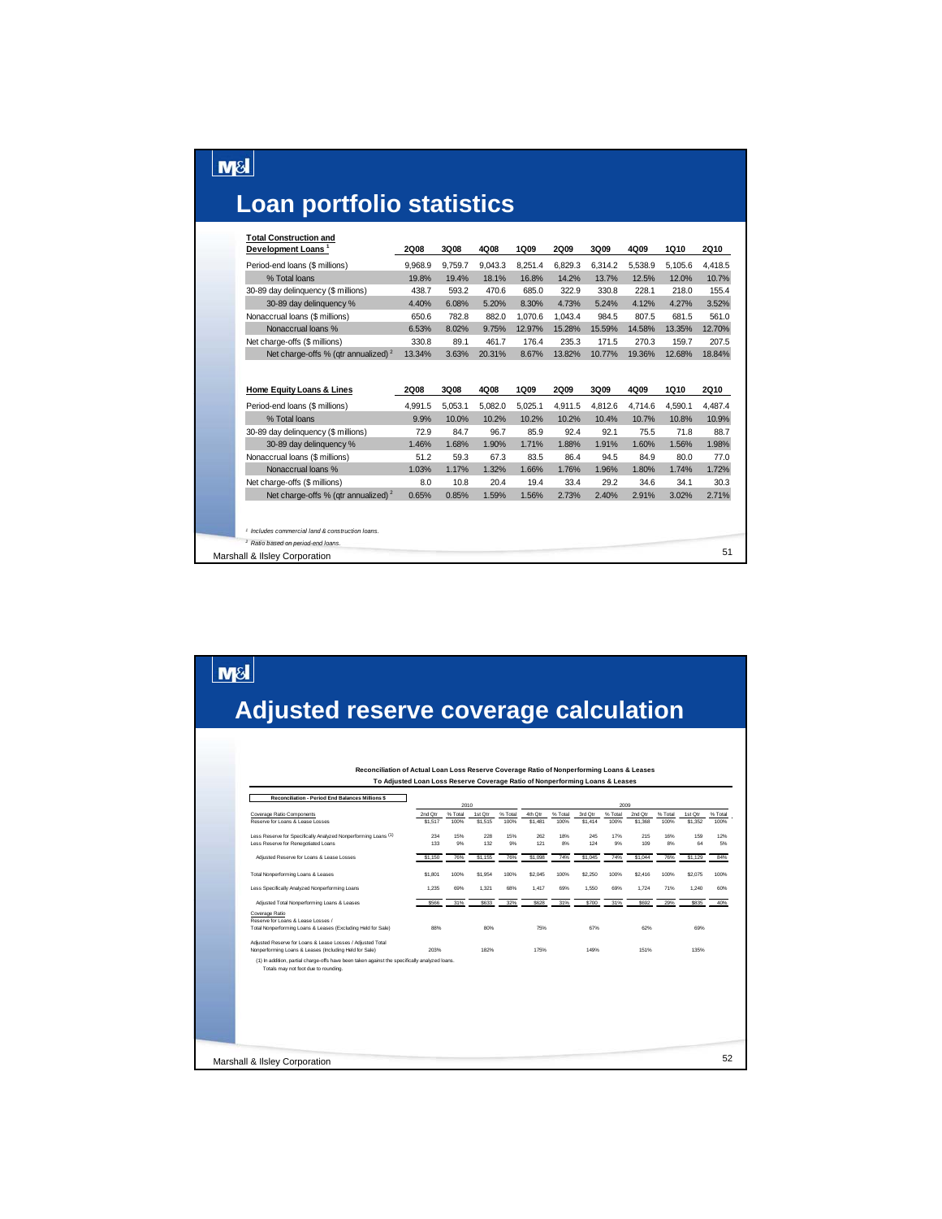# Loan portfolio statistics

| Total Construction and Development Loans [1] | 2Q08 | 3Q08 | 4Q08 | 1Q09 | 2Q09 | 3Q09 | 4Q09 | 1Q10 | 2Q10 |
|---|---|---|---|---|---|---|---|---|---|
| Period-end loans ($ millions) | 9,968.9 | 9,759.7 | 9,043.3 | 8,251.4 | 6,829.3 | 6,314.2 | 5,538.9 | 5,105.6 | 4,418.5 |
| % Total loans | 19.8% | 19.4% | 18.1% | 16.8% | 14.2% | 13.7% | 12.5% | 12.0% | 10.7% |
| 30-89 day delinquency ($ millions) | 438.7 | 593.2 | 470.6 | 685.0 | 322.9 | 330.8 | 228.1 | 218.0 | 155.4 |
| 30-89 day delinquency % | 4.40% | 6.08% | 5.20% | 8.30% | 4.73% | 5.24% | 4.12% | 4.27% | 3.52% |
| Nonaccrual loans ($ millions) | 650.6 | 782.8 | 882.0 | 1,070.6 | 1,043.4 | 984.5 | 807.5 | 681.5 | 561.0 |
| Nonaccrual loans % | 6.53% | 8.02% | 9.75% | 12.97% | 15.28% | 15.59% | 14.58% | 13.35% | 12.70% |
| Net charge-offs ($ millions) | 330.8 | 89.1 | 461.7 | 176.4 | 235.3 | 171.5 | 270.3 | 159.7 | 207.5 |
| Net charge-offs % (qtr annualized) [2] | 13.34% | 3.63% | 20.31% | 8.67% | 13.82% | 10.77% | 19.36% | 12.68% | 18.84% |

| Home Equity Loans & Lines | 2Q08 | 3Q08 | 4Q08 | 1Q09 | 2Q09 | 3Q09 | 4Q09 | 1Q10 | 2Q10 |
|---|---|---|---|---|---|---|---|---|---|
| Period-end loans ($ millions) | 4,991.5 | 5,053.1 | 5,082.0 | 5,025.1 | 4,911.5 | 4,812.6 | 4,714.6 | 4,590.1 | 4,487.4 |
| % Total loans | 9.9% | 10.0% | 10.2% | 10.2% | 10.2% | 10.4% | 10.7% | 10.8% | 10.9% |
| 30-89 day delinquency ($ millions) | 72.9 | 84.7 | 96.7 | 85.9 | 92.4 | 92.1 | 75.5 | 71.8 | 88.7 |
| 30-89 day delinquency % | 1.46% | 1.68% | 1.90% | 1.71% | 1.88% | 1.91% | 1.60% | 1.56% | 1.98% |
| Nonaccrual loans ($ millions) | 51.2 | 59.3 | 67.3 | 83.5 | 86.4 | 94.5 | 84.9 | 80.0 | 77.0 |
| Nonaccrual loans % | 1.03% | 1.17% | 1.32% | 1.66% | 1.76% | 1.96% | 1.80% | 1.74% | 1.72% |
| Net charge-offs ($ millions) | 8.0 | 10.8 | 20.4 | 19.4 | 33.4 | 29.2 | 34.6 | 34.1 | 30.3 |
| Net charge-offs % (qtr annualized) [2] | 0.65% | 0.85% | 1.59% | 1.56% | 2.73% | 2.40% | 2.91% | 3.02% | 2.71% |

*[1] Includes commercial land & construction loans.*

*[2] Ratio based on period-end loans.*

# Adjusted reserve coverage calculation

**Reconciliation of Actual Loan Loss Reserve Coverage Ratio of Nonperforming Loans & Leases**
**To Adjusted Loan Loss Reserve Coverage Ratio of Nonperforming Loans & Leases**

| Reconciliation - Period End Balances Millions $ | 2010 | | | | 2009 | | | | | | | |
|---|---|---|---|---|---|---|---|---|---|---|---|---|
| Coverage Ratio Components | 2nd Qtr | % Total | 1st Qtr | % Total | 4th Qtr | % Total | 3rd Qtr | % Total | 2nd Qtr | % Total | 1st Qtr | % Total |
| Reserve for Loans & Lease Losses | $1,517 | 100% | $1,515 | 100% | $1,481 | 100% | $1,414 | 100% | $1,368 | 100% | $1,352 | 100% |
| Less Reserve for Specifically Analyzed Nonperforming Loans (1) | 234 | 15% | 228 | 15% | 262 | 18% | 245 | 17% | 215 | 16% | 159 | 12% |
| Less Reserve for Renegotiated Loans | 133 | 9% | 132 | 9% | 121 | 8% | 124 | 9% | 109 | 8% | 64 | 5% |
| Adjusted Reserve for Loans & Lease Losses | $1,150 | 76% | $1,155 | 76% | $1,098 | 74% | $1,045 | 74% | $1,044 | 76% | $1,129 | 84% |
| Total Nonperforming Loans & Leases | $1,801 | 100% | $1,954 | 100% | $2,045 | 100% | $2,250 | 100% | $2,416 | 100% | $2,075 | 100% |
| Less Specifically Analyzed Nonperforming Loans | 1,235 | 69% | 1,321 | 68% | 1,417 | 69% | 1,550 | 69% | 1,724 | 71% | 1,240 | 60% |
| Adjusted Total Nonperforming Loans & Leases | $566 | 31% | $633 | 32% | $628 | 31% | $700 | 31% | $692 | 29% | $835 | 40% |
| Coverage Ratio | | | | | | | | | | | | |
| Reserve for Loans & Lease Losses / Total Nonperforming Loans & Leases (Excluding Held for Sale) | 88% | | 80% | | 75% | | 67% | | 62% | | 69% | |
| Adjusted Reserve for Loans & Lease Losses / Adjusted Total Nonperforming Loans & Leases (Including Held for Sale) | 203% | | 182% | | 175% | | 149% | | 151% | | 135% | |

(1) In addition, partial charge-offs have been taken against the specifically analyzed loans.
Totals may not foot due to rounding.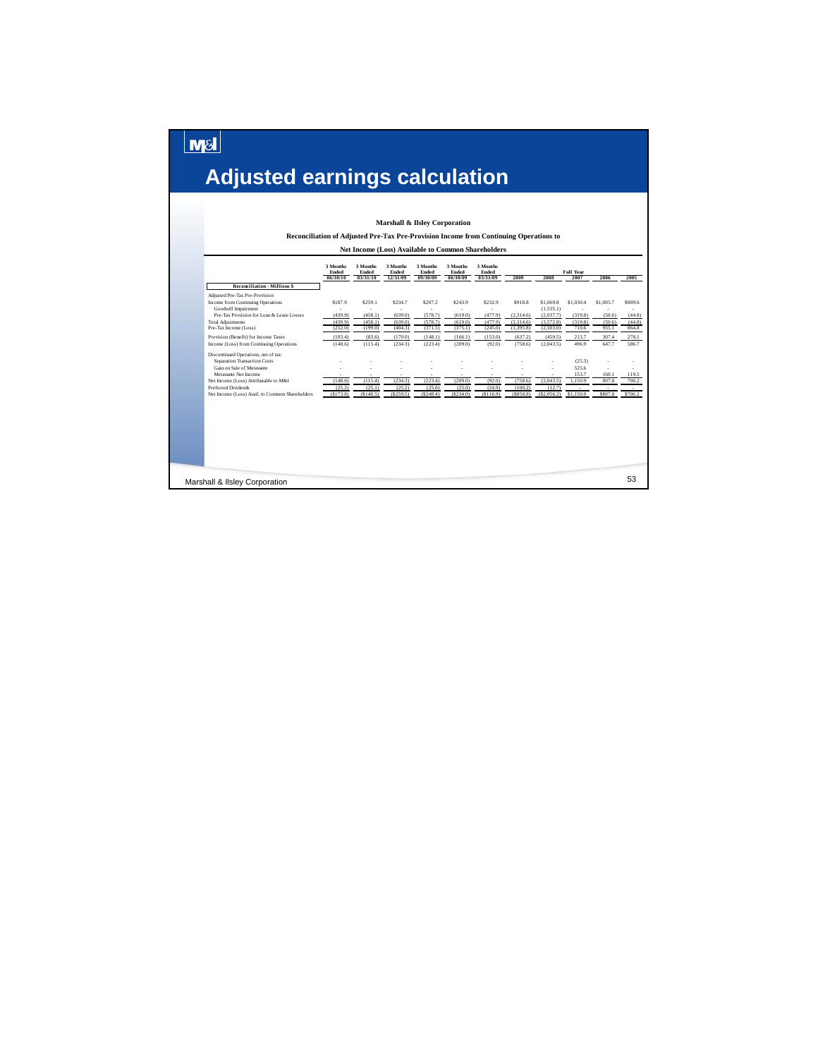# Adjusted earnings calculation

**Marshall & Ilsley Corporation**

**Reconciliation of Adjusted Pre-Tax Pre-Provision Income from Continuing Operations to**

**Net Income (Loss) Available to Common Shareholders**

| Reconciliation - Millions $ | 3 Months Ended 06/30/10 | 3 Months Ended 03/31/10 | 3 Months Ended 12/31/09 | 3 Months Ended 09/30/09 | 3 Months Ended 06/30/09 | 3 Months Ended 03/31/09 | 2009 | 2008 | Full Year 2007 | 2006 | 2005 |
|---|---|---|---|---|---|---|---|---|---|---|---|
| Adjusted Pre-Tax Pre-Provision | | | | | | | | | | | |
| Income from Continuing Operations | $187.9 | $259.1 | $234.7 | $207.2 | $243.9 | $232.9 | $918.8 | $1,069.8 | $1,030.4 | $1,005.7 | $909.6 |
| Goodwill Impairment | - | - | - | - | - | - | - | (1,535.1) | - | - | - |
| Pre-Tax Provision for Loan & Lease Losses | (439.9) | (458.1) | (639.0) | (578.7) | (619.0) | (477.9) | (2,314.6) | (2,037.7) | (319.8) | (50.6) | (44.8) |
| Total Adjustments | (439.9) | (458.1) | (639.0) | (578.7) | (619.0) | (477.9) | (2,314.6) | (3,572.8) | (319.8) | (50.6) | (44.8) |
| Pre-Tax Income (Loss) | (252.0) | (199.0) | (404.3) | (371.5) | (375.1) | (245.0) | (1,395.8) | (2,503.0) | 710.6 | 955.1 | 864.8 |
| Provision (Benefit) for Income Taxes | (103.4) | (83.6) | (170.0) | (148.1) | (166.1) | (153.0) | (637.2) | (459.5) | 213.7 | 307.4 | 278.1 |
| Income (Loss) from Continuing Operations | (148.6) | (115.4) | (234.3) | (223.4) | (209.0) | (92.0) | (758.6) | (2,043.5) | 496.9 | 647.7 | 586.7 |
| Discontinued Operations, net of tax: | | | | | | | | | | | |
| Separation Transaction Costs | - | - | - | - | - | - | - | - | (25.3) | - | - |
| Gain on Sale of Metavante | - | - | - | - | - | - | - | - | 525.6 | - | - |
| Metavante Net Income | - | - | - | - | - | - | - | - | 153.7 | 160.1 | 119.5 |
| Net Income (Loss) Attributable to M&I | (148.6) | (115.4) | (234.3) | (223.4) | (209.0) | (92.0) | (758.6) | (2,043.5) | 1,150.9 | 807.8 | 706.2 |
| Preferred Dividends | (25.2) | (25.1) | (25.2) | (25.0) | (25.0) | (24.9) | (100.2) | (12.7) | - | - | - |
| Net Income (Loss) Avail. to Common Shareholders | ($173.8) | ($140.5) | ($259.5) | ($248.4) | ($234.0) | ($116.9) | ($858.8) | ($2,056.2) | $1,150.9 | $807.8 | $706.2 |

Marshall & Ilsley Corporation